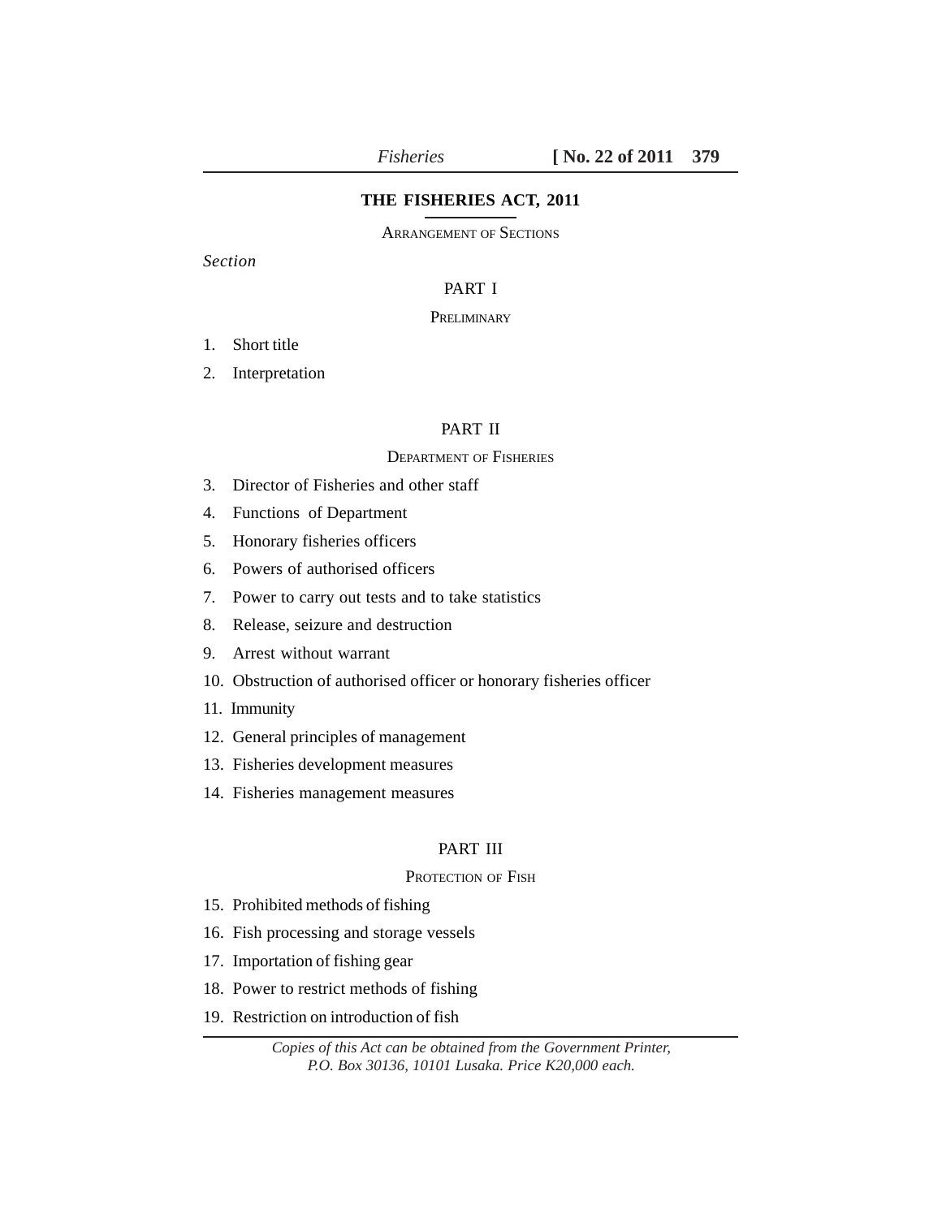# THE FISHERIES ACT, 2011

ARRANGEMENT OF SECTIONS

*Section*

## PART I

PRELIMINARY

1. Short title
2. Interpretation

## PART II

DEPARTMENT OF FISHERIES

3. Director of Fisheries and other staff
4. Functions of Department
5. Honorary fisheries officers
6. Powers of authorised officers
7. Power to carry out tests and to take statistics
8. Release, seizure and destruction
9. Arrest without warrant
10. Obstruction of authorised officer or honorary fisheries officer
11. Immunity
12. General principles of management
13. Fisheries development measures
14. Fisheries management measures

## PART III

PROTECTION OF FISH

15. Prohibited methods of fishing
16. Fish processing and storage vessels
17. Importation of fishing gear
18. Power to restrict methods of fishing
19. Restriction on introduction of fish

*Copies of this Act can be obtained from the Government Printer, P.O. Box 30136, 10101 Lusaka. Price K20,000 each.*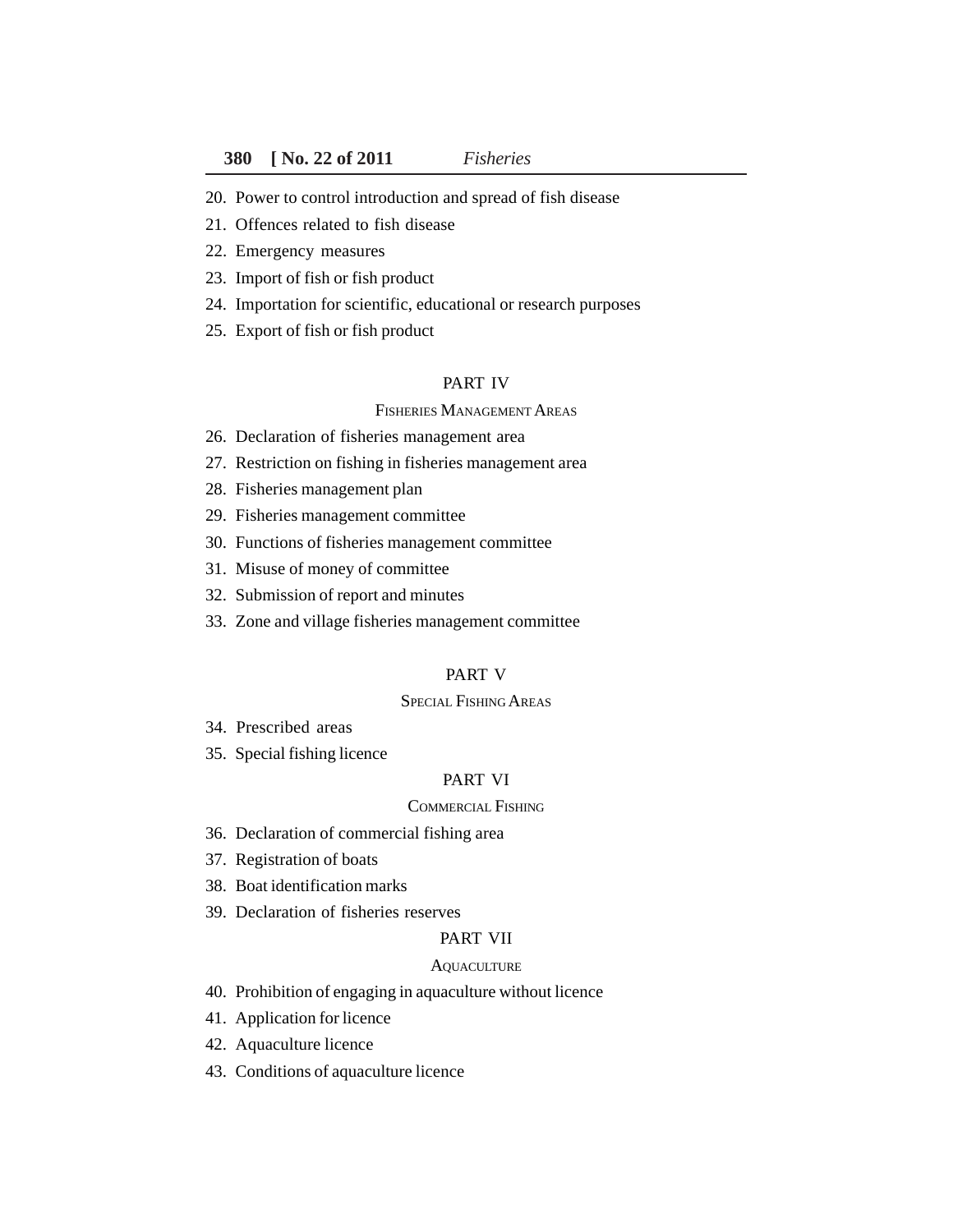20. Power to control introduction and spread of fish disease
21. Offences related to fish disease
22. Emergency measures
23. Import of fish or fish product
24. Importation for scientific, educational or research purposes
25. Export of fish or fish product

## PART IV

### Fisheries Management Areas

26. Declaration of fisheries management area
27. Restriction on fishing in fisheries management area
28. Fisheries management plan
29. Fisheries management committee
30. Functions of fisheries management committee
31. Misuse of money of committee
32. Submission of report and minutes
33. Zone and village fisheries management committee

## PART V

### Special Fishing Areas

34. Prescribed areas
35. Special fishing licence

## PART VI

### Commercial Fishing

36. Declaration of commercial fishing area
37. Registration of boats
38. Boat identification marks
39. Declaration of fisheries reserves

## PART VII

### Aquaculture

40. Prohibition of engaging in aquaculture without licence
41. Application for licence
42. Aquaculture licence
43. Conditions of aquaculture licence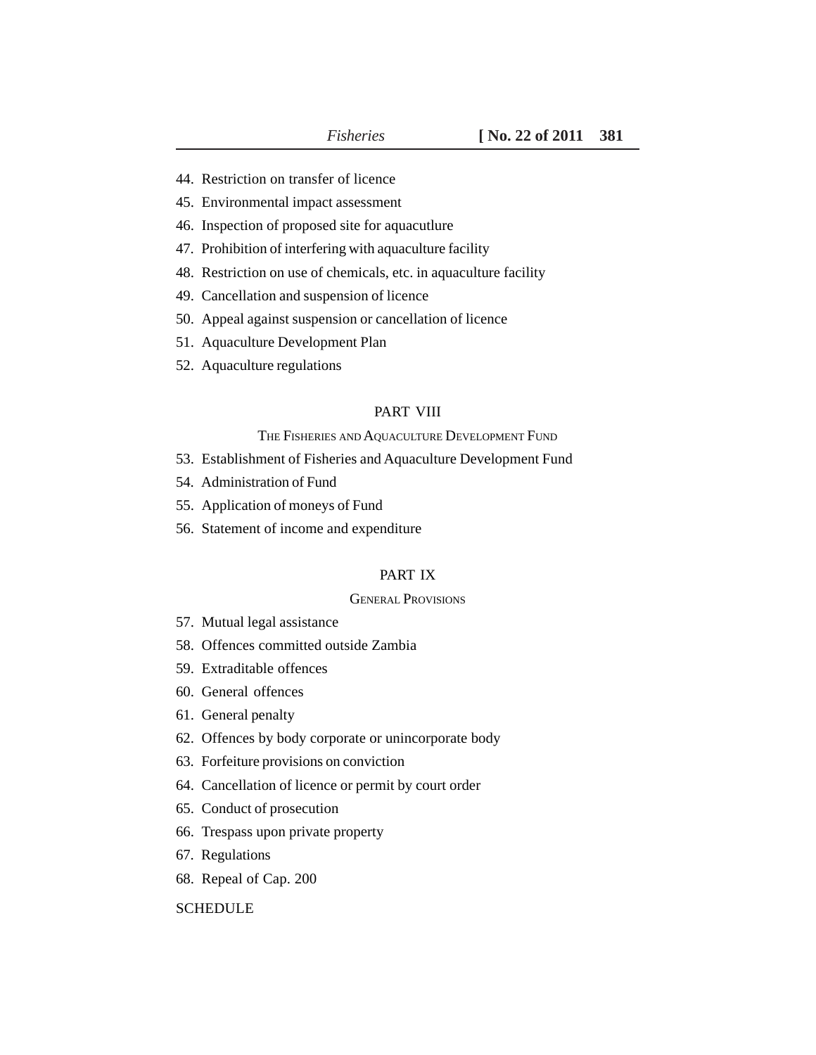44. Restriction on transfer of licence
45. Environmental impact assessment
46. Inspection of proposed site for aquacutlure
47. Prohibition of interfering with aquaculture facility
48. Restriction on use of chemicals, etc. in aquaculture facility
49. Cancellation and suspension of licence
50. Appeal against suspension or cancellation of licence
51. Aquaculture Development Plan
52. Aquaculture regulations

## PART VIII

### THE FISHERIES AND AQUACULTURE DEVELOPMENT FUND

53. Establishment of Fisheries and Aquaculture Development Fund
54. Administration of Fund
55. Application of moneys of Fund
56. Statement of income and expenditure

## PART IX

### GENERAL PROVISIONS

57. Mutual legal assistance
58. Offences committed outside Zambia
59. Extraditable offences
60. General offences
61. General penalty
62. Offences by body corporate or unincorporate body
63. Forfeiture provisions on conviction
64. Cancellation of licence or permit by court order
65. Conduct of prosecution
66. Trespass upon private property
67. Regulations
68. Repeal of Cap. 200

SCHEDULE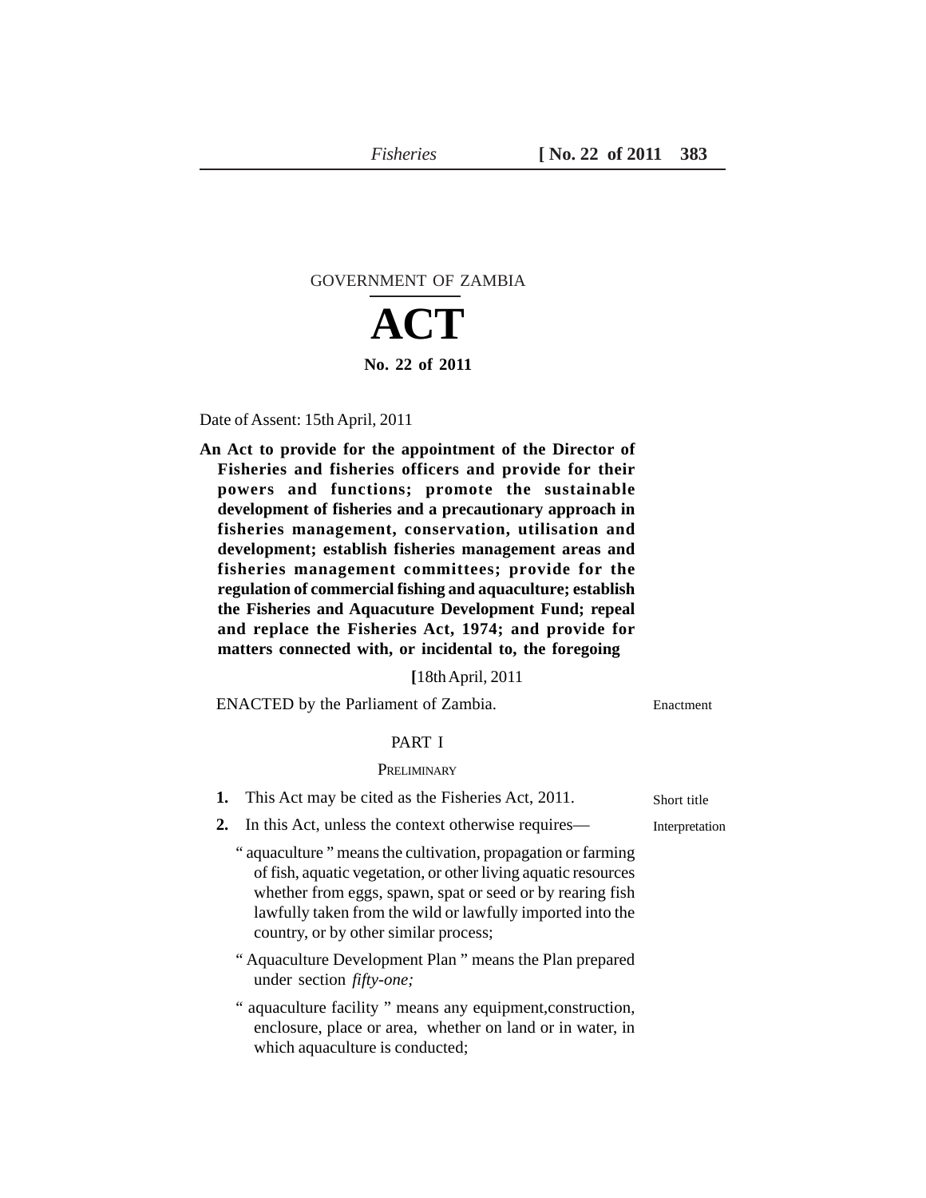GOVERNMENT OF ZAMBIA

# ACT

**No. 22 of 2011**

Date of Assent: 15th April, 2011

**An Act to provide for the appointment of the Director of Fisheries and fisheries officers and provide for their powers and functions; promote the sustainable development of fisheries and a precautionary approach in fisheries management, conservation, utilisation and development; establish fisheries management areas and fisheries management committees; provide for the regulation of commercial fishing and aquaculture; establish the Fisheries and Aquacuture Development Fund; repeal and replace the Fisheries Act, 1974; and provide for matters connected with, or incidental to, the foregoing**

**[**18th April, 2011

ENACTED by the Parliament of Zambia. — Enactment

## PART I

### PRELIMINARY

**1.** This Act may be cited as the Fisheries Act, 2011. — Short title

**2.** In this Act, unless the context otherwise requires— — Interpretation

" aquaculture " means the cultivation, propagation or farming of fish, aquatic vegetation, or other living aquatic resources whether from eggs, spawn, spat or seed or by rearing fish lawfully taken from the wild or lawfully imported into the country, or by other similar process;

" Aquaculture Development Plan " means the Plan prepared under section *fifty-one;*

" aquaculture facility " means any equipment,construction, enclosure, place or area, whether on land or in water, in which aquaculture is conducted;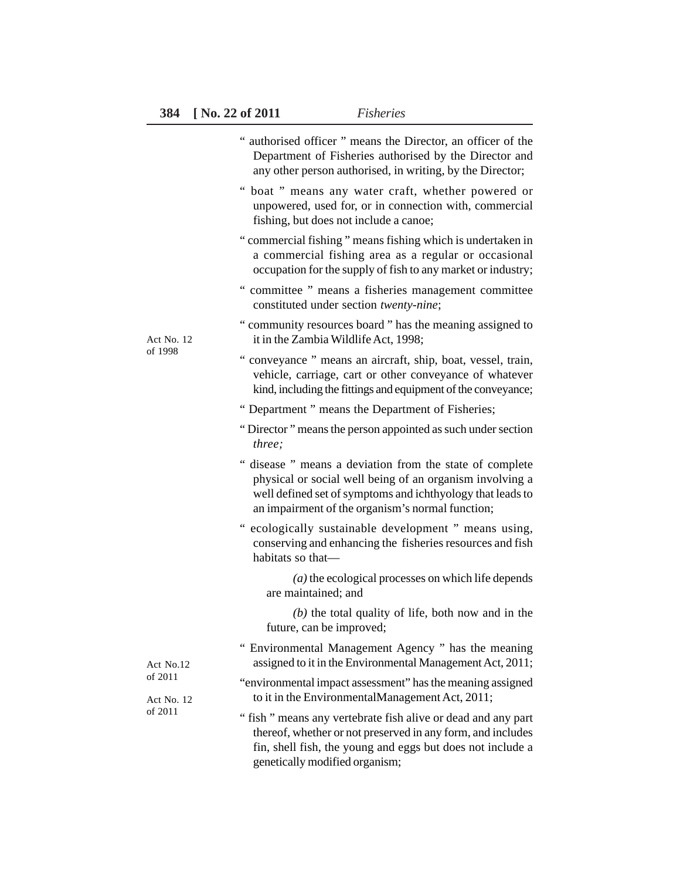"authorised officer" means the Director, an officer of the Department of Fisheries authorised by the Director and any other person authorised, in writing, by the Director;

"boat" means any water craft, whether powered or unpowered, used for, or in connection with, commercial fishing, but does not include a canoe;

"commercial fishing" means fishing which is undertaken in a commercial fishing area as a regular or occasional occupation for the supply of fish to any market or industry;

"committee" means a fisheries management committee constituted under section *twenty-nine*;

"community resources board" has the meaning assigned to it in the Zambia Wildlife Act, 1998; (Act No. 12 of 1998)

"conveyance" means an aircraft, ship, boat, vessel, train, vehicle, carriage, cart or other conveyance of whatever kind, including the fittings and equipment of the conveyance;

"Department" means the Department of Fisheries;

"Director" means the person appointed as such under section *three;*

"disease" means a deviation from the state of complete physical or social well being of an organism involving a well defined set of symptoms and ichthyology that leads to an impairment of the organism's normal function;

"ecologically sustainable development" means using, conserving and enhancing the fisheries resources and fish habitats so that—

*(a)* the ecological processes on which life depends are maintained; and

*(b)* the total quality of life, both now and in the future, can be improved;

"Environmental Management Agency" has the meaning assigned to it in the Environmental Management Act, 2011; (Act No.12 of 2011)

"environmental impact assessment" has the meaning assigned to it in the EnvironmentalManagement Act, 2011; (Act No. 12 of 2011)

"fish" means any vertebrate fish alive or dead and any part thereof, whether or not preserved in any form, and includes fin, shell fish, the young and eggs but does not include a genetically modified organism;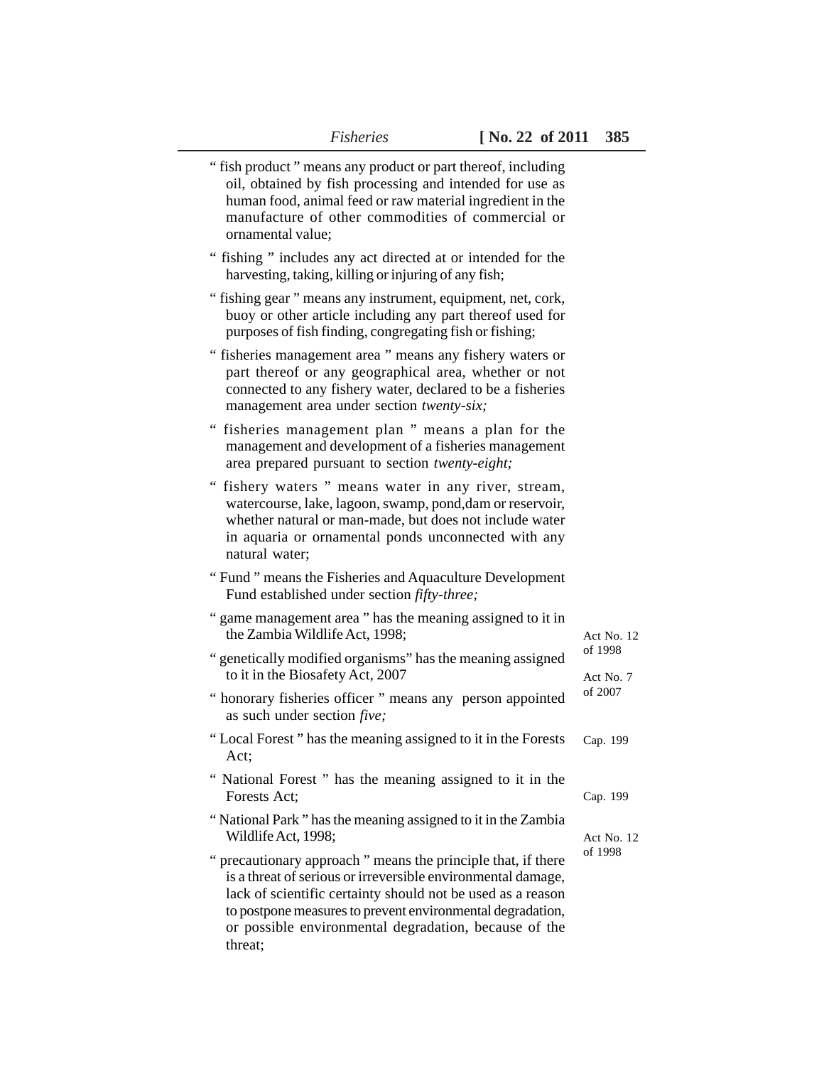" fish product " means any product or part thereof, including oil, obtained by fish processing and intended for use as human food, animal feed or raw material ingredient in the manufacture of other commodities of commercial or ornamental value;

" fishing " includes any act directed at or intended for the harvesting, taking, killing or injuring of any fish;

" fishing gear " means any instrument, equipment, net, cork, buoy or other article including any part thereof used for purposes of fish finding, congregating fish or fishing;

" fisheries management area " means any fishery waters or part thereof or any geographical area, whether or not connected to any fishery water, declared to be a fisheries management area under section *twenty-six;*

" fisheries management plan " means a plan for the management and development of a fisheries management area prepared pursuant to section *twenty-eight;*

" fishery waters " means water in any river, stream, watercourse, lake, lagoon, swamp, pond,dam or reservoir, whether natural or man-made, but does not include water in aquaria or ornamental ponds unconnected with any natural water;

" Fund " means the Fisheries and Aquaculture Development Fund established under section *fifty-three;*

" game management area " has the meaning assigned to it in the Zambia Wildlife Act, 1998; (Act No. 12 of 1998)

" genetically modified organisms" has the meaning assigned to it in the Biosafety Act, 2007 (Act No. 7 of 2007)

" honorary fisheries officer " means any person appointed as such under section *five;*

" Local Forest " has the meaning assigned to it in the Forests Act; (Cap. 199)

" National Forest " has the meaning assigned to it in the Forests Act; (Cap. 199)

" National Park " has the meaning assigned to it in the Zambia Wildlife Act, 1998; (Act No. 12 of 1998)

" precautionary approach " means the principle that, if there is a threat of serious or irreversible environmental damage, lack of scientific certainty should not be used as a reason to postpone measures to prevent environmental degradation, or possible environmental degradation, because of the threat;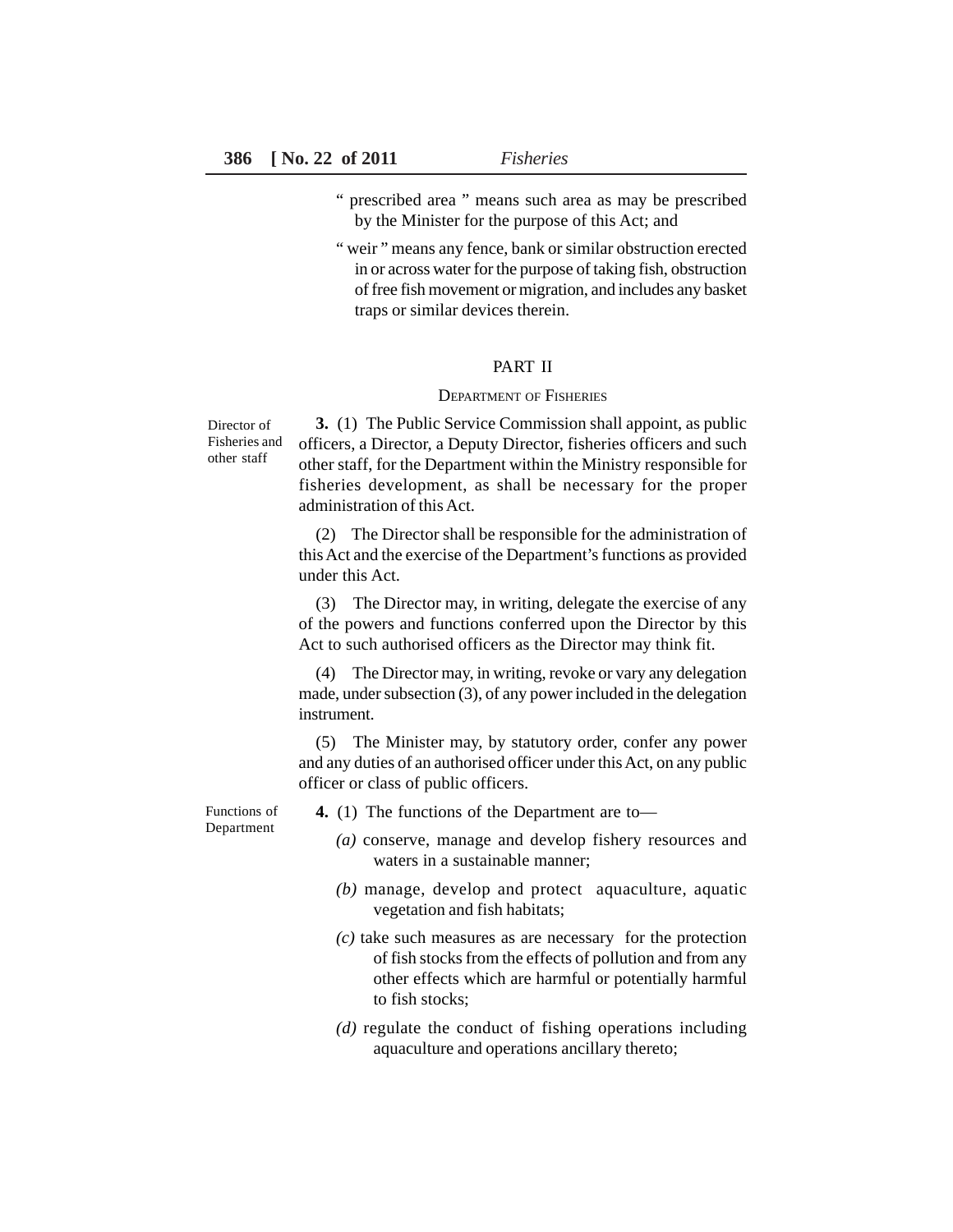" prescribed area " means such area as may be prescribed by the Minister for the purpose of this Act; and

" weir " means any fence, bank or similar obstruction erected in or across water for the purpose of taking fish, obstruction of free fish movement or migration, and includes any basket traps or similar devices therein.

## PART II

### DEPARTMENT OF FISHERIES

*Director of Fisheries and other staff*

**3.** (1) The Public Service Commission shall appoint, as public officers, a Director, a Deputy Director, fisheries officers and such other staff, for the Department within the Ministry responsible for fisheries development, as shall be necessary for the proper administration of this Act.

(2) The Director shall be responsible for the administration of this Act and the exercise of the Department's functions as provided under this Act.

(3) The Director may, in writing, delegate the exercise of any of the powers and functions conferred upon the Director by this Act to such authorised officers as the Director may think fit.

(4) The Director may, in writing, revoke or vary any delegation made, under subsection (3), of any power included in the delegation instrument.

(5) The Minister may, by statutory order, confer any power and any duties of an authorised officer under this Act, on any public officer or class of public officers.

*Functions of Department*

**4.** (1) The functions of the Department are to—

*(a)* conserve, manage and develop fishery resources and waters in a sustainable manner;

*(b)* manage, develop and protect aquaculture, aquatic vegetation and fish habitats;

*(c)* take such measures as are necessary for the protection of fish stocks from the effects of pollution and from any other effects which are harmful or potentially harmful to fish stocks;

*(d)* regulate the conduct of fishing operations including aquaculture and operations ancillary thereto;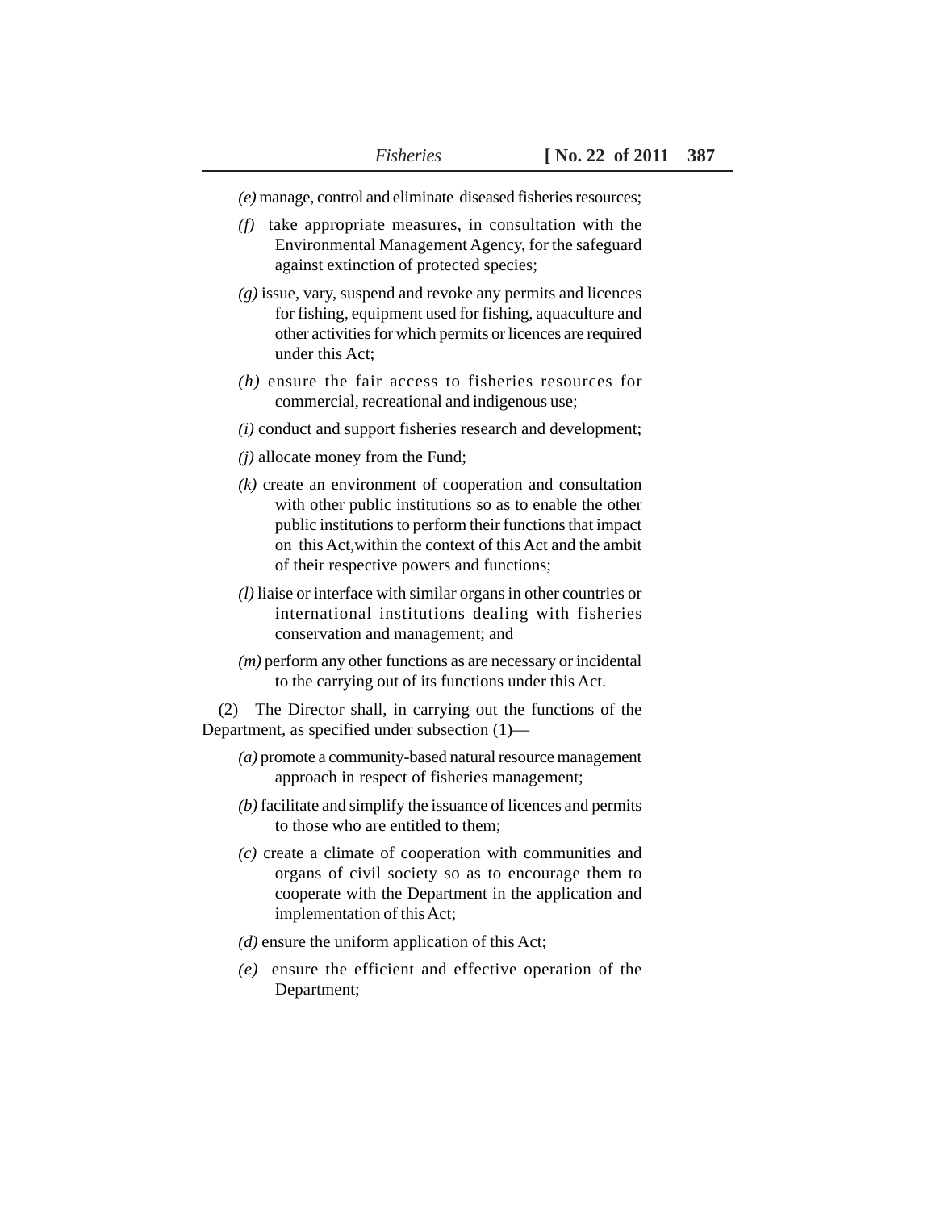*(e)* manage, control and eliminate diseased fisheries resources;

*(f)* take appropriate measures, in consultation with the Environmental Management Agency, for the safeguard against extinction of protected species;

*(g)* issue, vary, suspend and revoke any permits and licences for fishing, equipment used for fishing, aquaculture and other activities for which permits or licences are required under this Act;

*(h)* ensure the fair access to fisheries resources for commercial, recreational and indigenous use;

*(i)* conduct and support fisheries research and development;

*(j)* allocate money from the Fund;

*(k)* create an environment of cooperation and consultation with other public institutions so as to enable the other public institutions to perform their functions that impact on this Act,within the context of this Act and the ambit of their respective powers and functions;

*(l)* liaise or interface with similar organs in other countries or international institutions dealing with fisheries conservation and management; and

*(m)* perform any other functions as are necessary or incidental to the carrying out of its functions under this Act.

(2) The Director shall, in carrying out the functions of the Department, as specified under subsection (1)—

*(a)* promote a community-based natural resource management approach in respect of fisheries management;

*(b)* facilitate and simplify the issuance of licences and permits to those who are entitled to them;

*(c)* create a climate of cooperation with communities and organs of civil society so as to encourage them to cooperate with the Department in the application and implementation of this Act;

*(d)* ensure the uniform application of this Act;

*(e)* ensure the efficient and effective operation of the Department;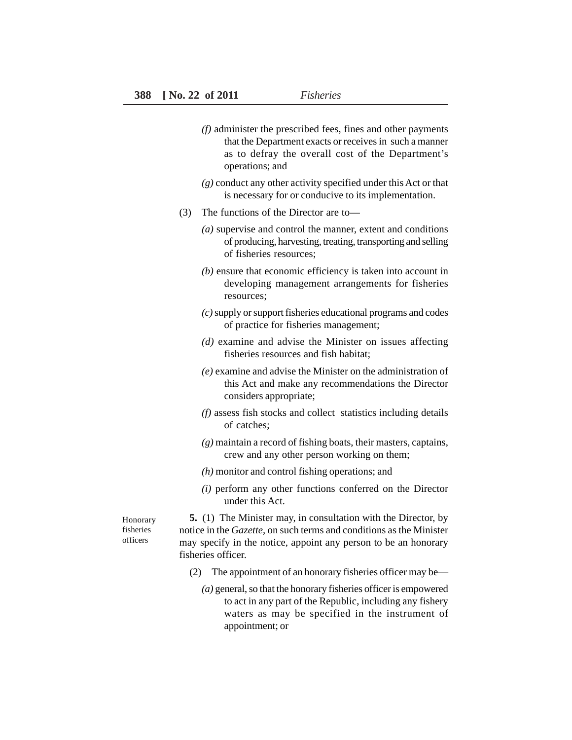*(f)* administer the prescribed fees, fines and other payments that the Department exacts or receives in such a manner as to defray the overall cost of the Department's operations; and

*(g)* conduct any other activity specified under this Act or that is necessary for or conducive to its implementation.

(3) The functions of the Director are to—

*(a)* supervise and control the manner, extent and conditions of producing, harvesting, treating, transporting and selling of fisheries resources;

*(b)* ensure that economic efficiency is taken into account in developing management arrangements for fisheries resources;

*(c)* supply or support fisheries educational programs and codes of practice for fisheries management;

*(d)* examine and advise the Minister on issues affecting fisheries resources and fish habitat;

*(e)* examine and advise the Minister on the administration of this Act and make any recommendations the Director considers appropriate;

*(f)* assess fish stocks and collect statistics including details of catches;

*(g)* maintain a record of fishing boats, their masters, captains, crew and any other person working on them;

*(h)* monitor and control fishing operations; and

*(i)* perform any other functions conferred on the Director under this Act.

Honorary fisheries officers

**5.** (1) The Minister may, in consultation with the Director, by notice in the *Gazette*, on such terms and conditions as the Minister may specify in the notice, appoint any person to be an honorary fisheries officer.

(2) The appointment of an honorary fisheries officer may be—

*(a)* general, so that the honorary fisheries officer is empowered to act in any part of the Republic, including any fishery waters as may be specified in the instrument of appointment; or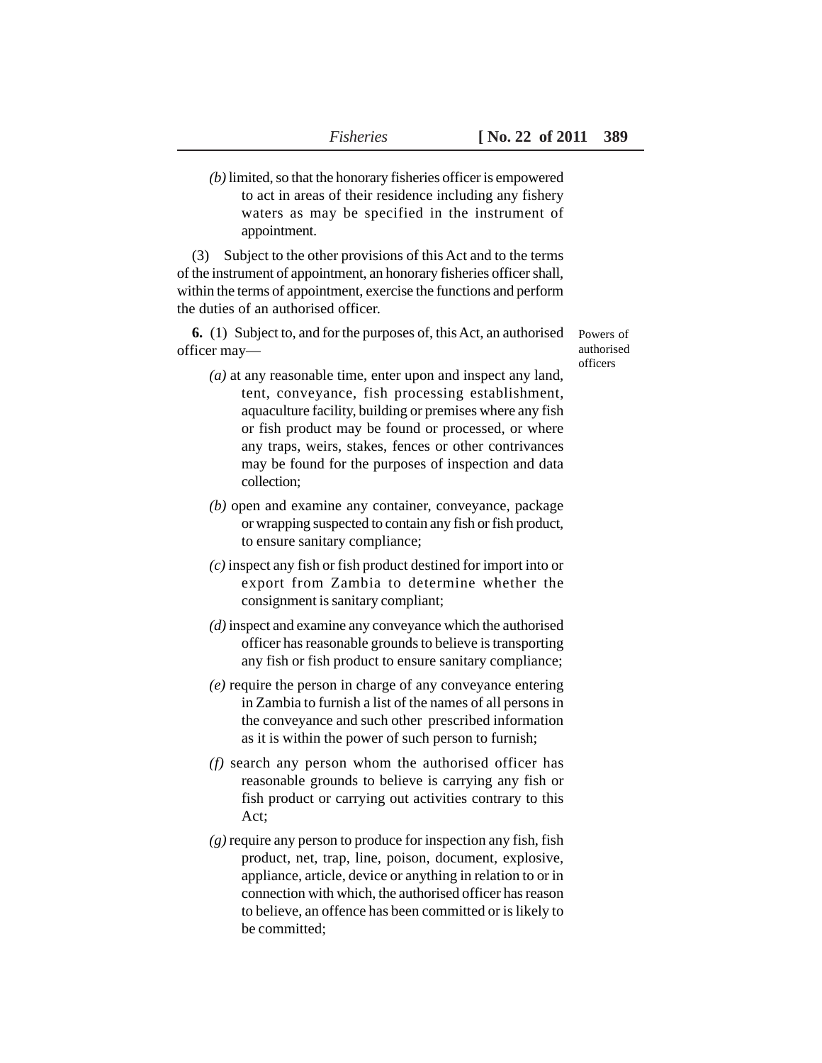*(b)* limited, so that the honorary fisheries officer is empowered to act in areas of their residence including any fishery waters as may be specified in the instrument of appointment.

(3) Subject to the other provisions of this Act and to the terms of the instrument of appointment, an honorary fisheries officer shall, within the terms of appointment, exercise the functions and perform the duties of an authorised officer.

Powers of authorised officers

**6.** (1) Subject to, and for the purposes of, this Act, an authorised officer may—

*(a)* at any reasonable time, enter upon and inspect any land, tent, conveyance, fish processing establishment, aquaculture facility, building or premises where any fish or fish product may be found or processed, or where any traps, weirs, stakes, fences or other contrivances may be found for the purposes of inspection and data collection;

*(b)* open and examine any container, conveyance, package or wrapping suspected to contain any fish or fish product, to ensure sanitary compliance;

*(c)* inspect any fish or fish product destined for import into or export from Zambia to determine whether the consignment is sanitary compliant;

*(d)* inspect and examine any conveyance which the authorised officer has reasonable grounds to believe is transporting any fish or fish product to ensure sanitary compliance;

*(e)* require the person in charge of any conveyance entering in Zambia to furnish a list of the names of all persons in the conveyance and such other prescribed information as it is within the power of such person to furnish;

*(f)* search any person whom the authorised officer has reasonable grounds to believe is carrying any fish or fish product or carrying out activities contrary to this Act;

*(g)* require any person to produce for inspection any fish, fish product, net, trap, line, poison, document, explosive, appliance, article, device or anything in relation to or in connection with which, the authorised officer has reason to believe, an offence has been committed or is likely to be committed;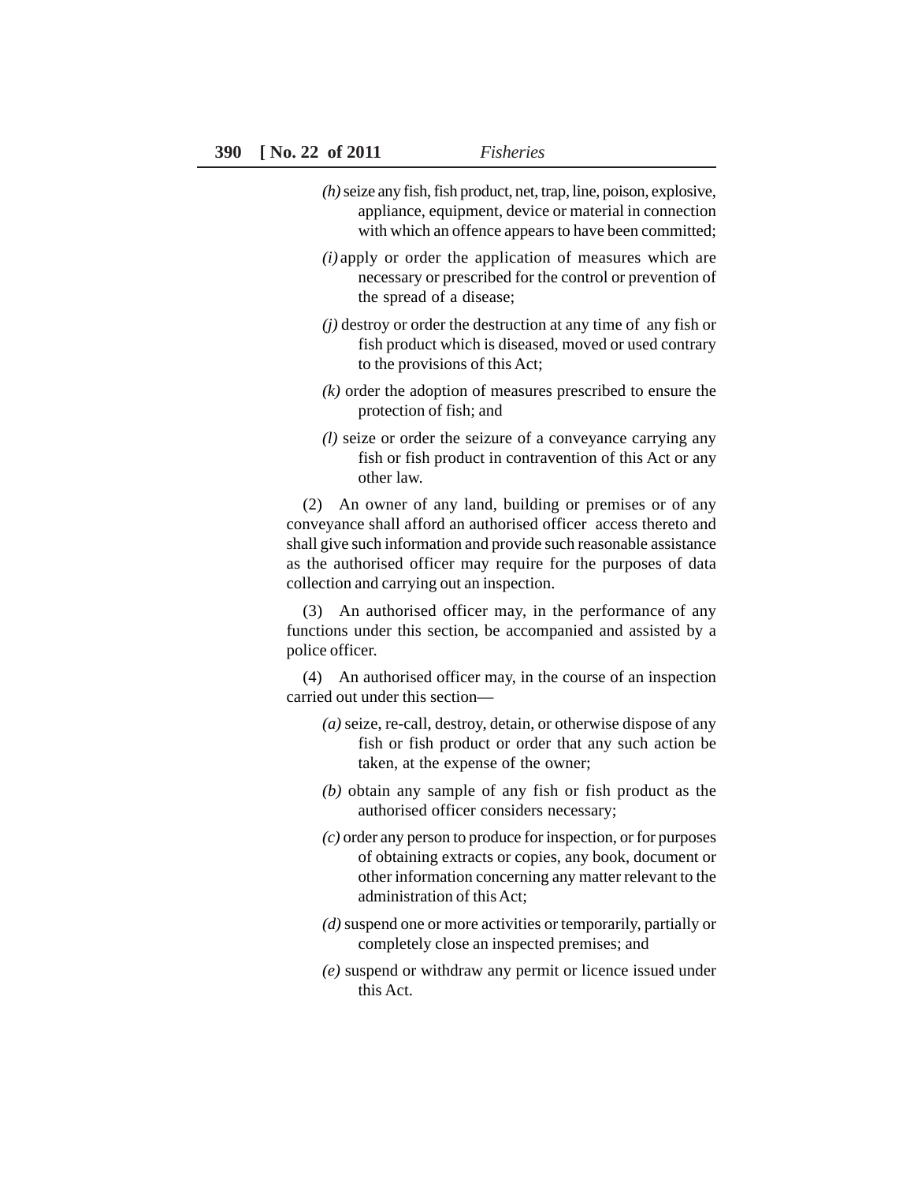*(h)* seize any fish, fish product, net, trap, line, poison, explosive, appliance, equipment, device or material in connection with which an offence appears to have been committed;

*(i)* apply or order the application of measures which are necessary or prescribed for the control or prevention of the spread of a disease;

*(j)* destroy or order the destruction at any time of any fish or fish product which is diseased, moved or used contrary to the provisions of this Act;

*(k)* order the adoption of measures prescribed to ensure the protection of fish; and

*(l)* seize or order the seizure of a conveyance carrying any fish or fish product in contravention of this Act or any other law.

(2) An owner of any land, building or premises or of any conveyance shall afford an authorised officer access thereto and shall give such information and provide such reasonable assistance as the authorised officer may require for the purposes of data collection and carrying out an inspection.

(3) An authorised officer may, in the performance of any functions under this section, be accompanied and assisted by a police officer.

(4) An authorised officer may, in the course of an inspection carried out under this section—

*(a)* seize, re-call, destroy, detain, or otherwise dispose of any fish or fish product or order that any such action be taken, at the expense of the owner;

*(b)* obtain any sample of any fish or fish product as the authorised officer considers necessary;

*(c)* order any person to produce for inspection, or for purposes of obtaining extracts or copies, any book, document or other information concerning any matter relevant to the administration of this Act;

*(d)* suspend one or more activities or temporarily, partially or completely close an inspected premises; and

*(e)* suspend or withdraw any permit or licence issued under this Act.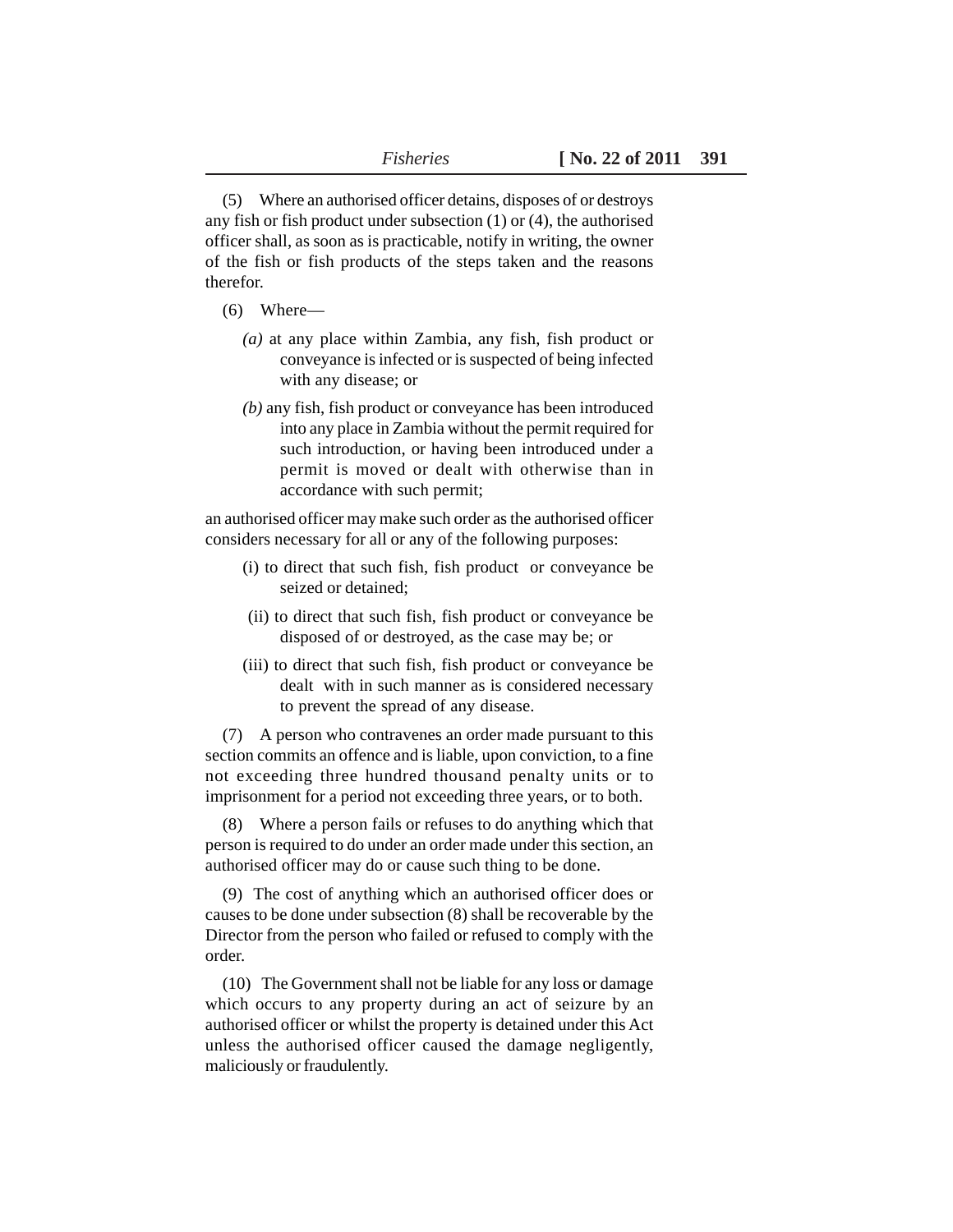(5) Where an authorised officer detains, disposes of or destroys any fish or fish product under subsection (1) or (4), the authorised officer shall, as soon as is practicable, notify in writing, the owner of the fish or fish products of the steps taken and the reasons therefor.

(6) Where—

*(a)* at any place within Zambia, any fish, fish product or conveyance is infected or is suspected of being infected with any disease; or

*(b)* any fish, fish product or conveyance has been introduced into any place in Zambia without the permit required for such introduction, or having been introduced under a permit is moved or dealt with otherwise than in accordance with such permit;

an authorised officer may make such order as the authorised officer considers necessary for all or any of the following purposes:

(i) to direct that such fish, fish product or conveyance be seized or detained;

(ii) to direct that such fish, fish product or conveyance be disposed of or destroyed, as the case may be; or

(iii) to direct that such fish, fish product or conveyance be dealt with in such manner as is considered necessary to prevent the spread of any disease.

(7) A person who contravenes an order made pursuant to this section commits an offence and is liable, upon conviction, to a fine not exceeding three hundred thousand penalty units or to imprisonment for a period not exceeding three years, or to both.

(8) Where a person fails or refuses to do anything which that person is required to do under an order made under this section, an authorised officer may do or cause such thing to be done.

(9) The cost of anything which an authorised officer does or causes to be done under subsection (8) shall be recoverable by the Director from the person who failed or refused to comply with the order.

(10) The Government shall not be liable for any loss or damage which occurs to any property during an act of seizure by an authorised officer or whilst the property is detained under this Act unless the authorised officer caused the damage negligently, maliciously or fraudulently.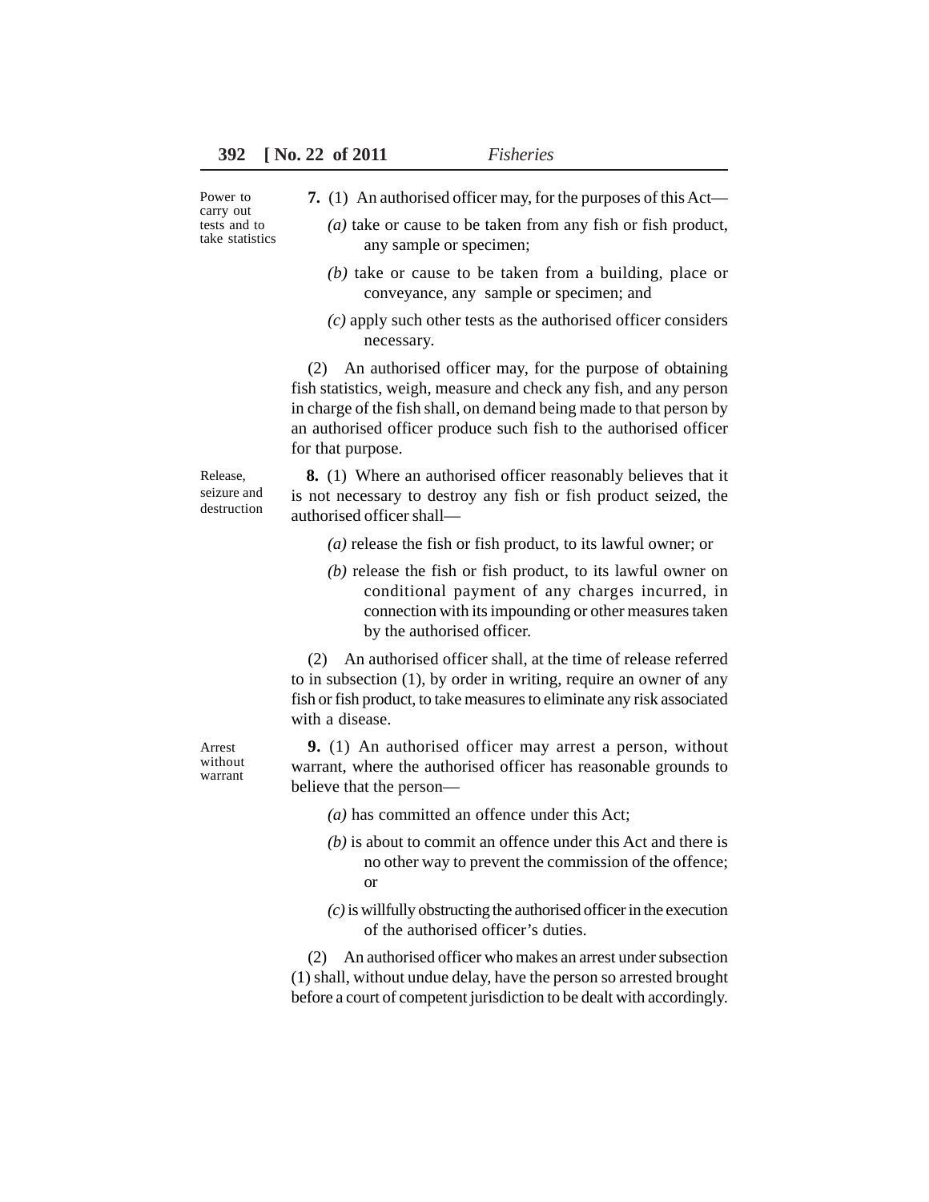Power to carry out tests and to take statistics

**7.** (1) An authorised officer may, for the purposes of this Act—

*(a)* take or cause to be taken from any fish or fish product, any sample or specimen;

*(b)* take or cause to be taken from a building, place or conveyance, any sample or specimen; and

*(c)* apply such other tests as the authorised officer considers necessary.

(2) An authorised officer may, for the purpose of obtaining fish statistics, weigh, measure and check any fish, and any person in charge of the fish shall, on demand being made to that person by an authorised officer produce such fish to the authorised officer for that purpose.

Release, seizure and destruction

**8.** (1) Where an authorised officer reasonably believes that it is not necessary to destroy any fish or fish product seized, the authorised officer shall—

*(a)* release the fish or fish product, to its lawful owner; or

*(b)* release the fish or fish product, to its lawful owner on conditional payment of any charges incurred, in connection with its impounding or other measures taken by the authorised officer.

(2) An authorised officer shall, at the time of release referred to in subsection (1), by order in writing, require an owner of any fish or fish product, to take measures to eliminate any risk associated with a disease.

Arrest without warrant

**9.** (1) An authorised officer may arrest a person, without warrant, where the authorised officer has reasonable grounds to believe that the person—

*(a)* has committed an offence under this Act;

*(b)* is about to commit an offence under this Act and there is no other way to prevent the commission of the offence; or

*(c)* is willfully obstructing the authorised officer in the execution of the authorised officer's duties.

(2) An authorised officer who makes an arrest under subsection (1) shall, without undue delay, have the person so arrested brought before a court of competent jurisdiction to be dealt with accordingly.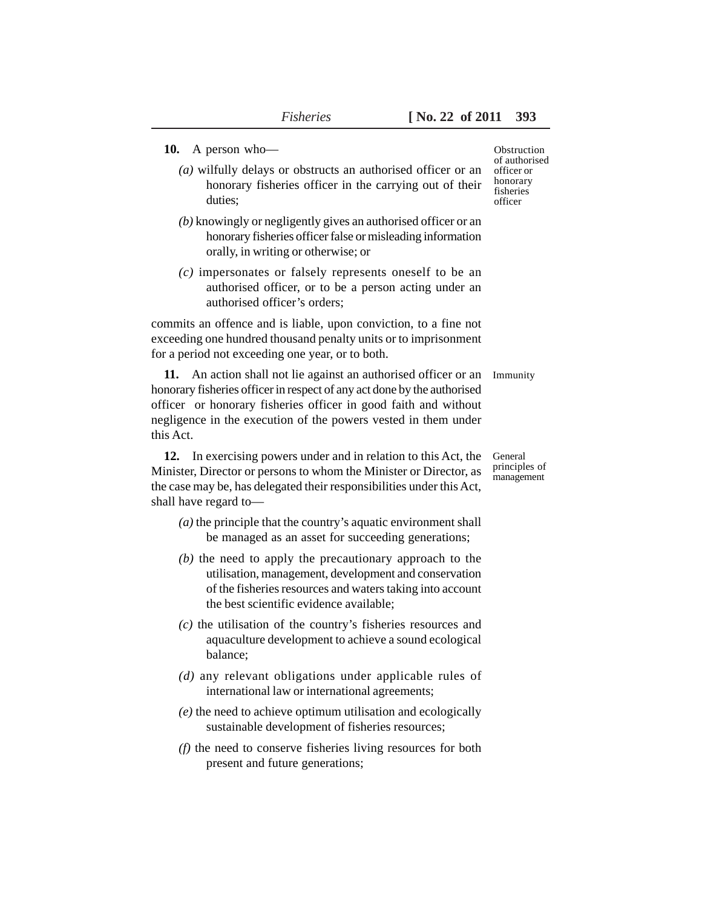**10.** A person who—

*(a)* wilfully delays or obstructs an authorised officer or an honorary fisheries officer in the carrying out of their duties;

*(b)* knowingly or negligently gives an authorised officer or an honorary fisheries officer false or misleading information orally, in writing or otherwise; or

*(c)* impersonates or falsely represents oneself to be an authorised officer, or to be a person acting under an authorised officer's orders;

commits an offence and is liable, upon conviction, to a fine not exceeding one hundred thousand penalty units or to imprisonment for a period not exceeding one year, or to both.

*Obstruction of authorised officer or honorary fisheries officer*

**11.** An action shall not lie against an authorised officer or an honorary fisheries officer in respect of any act done by the authorised officer or honorary fisheries officer in good faith and without negligence in the execution of the powers vested in them under this Act.

*Immunity*

**12.** In exercising powers under and in relation to this Act, the Minister, Director or persons to whom the Minister or Director, as the case may be, has delegated their responsibilities under this Act, shall have regard to—

*General principles of management*

*(a)* the principle that the country's aquatic environment shall be managed as an asset for succeeding generations;

*(b)* the need to apply the precautionary approach to the utilisation, management, development and conservation of the fisheries resources and waters taking into account the best scientific evidence available;

*(c)* the utilisation of the country's fisheries resources and aquaculture development to achieve a sound ecological balance;

*(d)* any relevant obligations under applicable rules of international law or international agreements;

*(e)* the need to achieve optimum utilisation and ecologically sustainable development of fisheries resources;

*(f)* the need to conserve fisheries living resources for both present and future generations;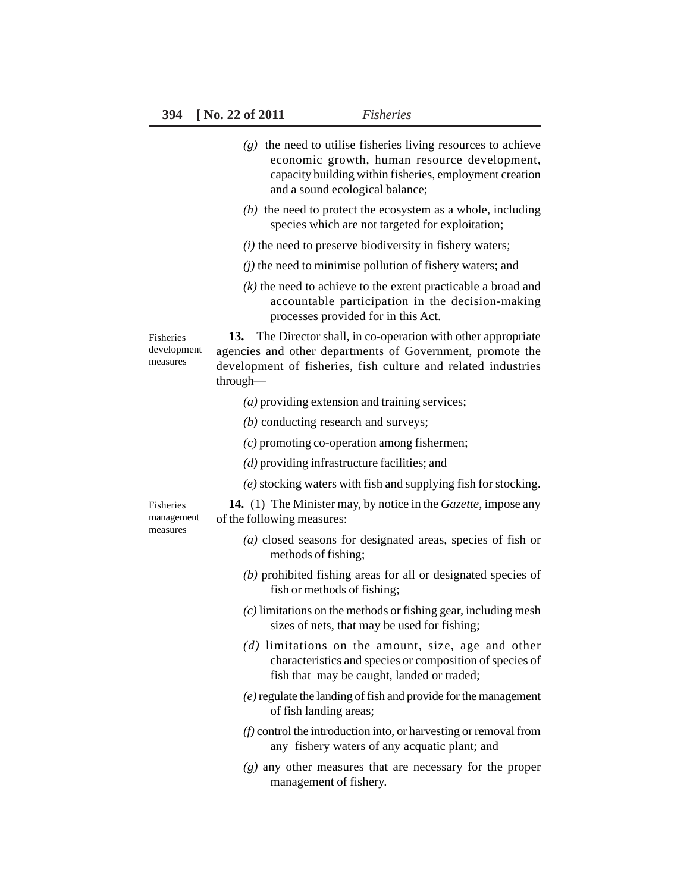*(g)* the need to utilise fisheries living resources to achieve economic growth, human resource development, capacity building within fisheries, employment creation and a sound ecological balance;

*(h)* the need to protect the ecosystem as a whole, including species which are not targeted for exploitation;

*(i)* the need to preserve biodiversity in fishery waters;

*(j)* the need to minimise pollution of fishery waters; and

*(k)* the need to achieve to the extent practicable a broad and accountable participation in the decision-making processes provided for in this Act.

Fisheries development measures

**13.** The Director shall, in co-operation with other appropriate agencies and other departments of Government, promote the development of fisheries, fish culture and related industries through—

*(a)* providing extension and training services;

*(b)* conducting research and surveys;

*(c)* promoting co-operation among fishermen;

*(d)* providing infrastructure facilities; and

*(e)* stocking waters with fish and supplying fish for stocking.

Fisheries management measures

**14.** (1) The Minister may, by notice in the *Gazette*, impose any of the following measures:

*(a)* closed seasons for designated areas, species of fish or methods of fishing;

*(b)* prohibited fishing areas for all or designated species of fish or methods of fishing;

*(c)* limitations on the methods or fishing gear, including mesh sizes of nets, that may be used for fishing;

*(d)* limitations on the amount, size, age and other characteristics and species or composition of species of fish that may be caught, landed or traded;

*(e)* regulate the landing of fish and provide for the management of fish landing areas;

*(f)* control the introduction into, or harvesting or removal from any fishery waters of any acquatic plant; and

*(g)* any other measures that are necessary for the proper management of fishery.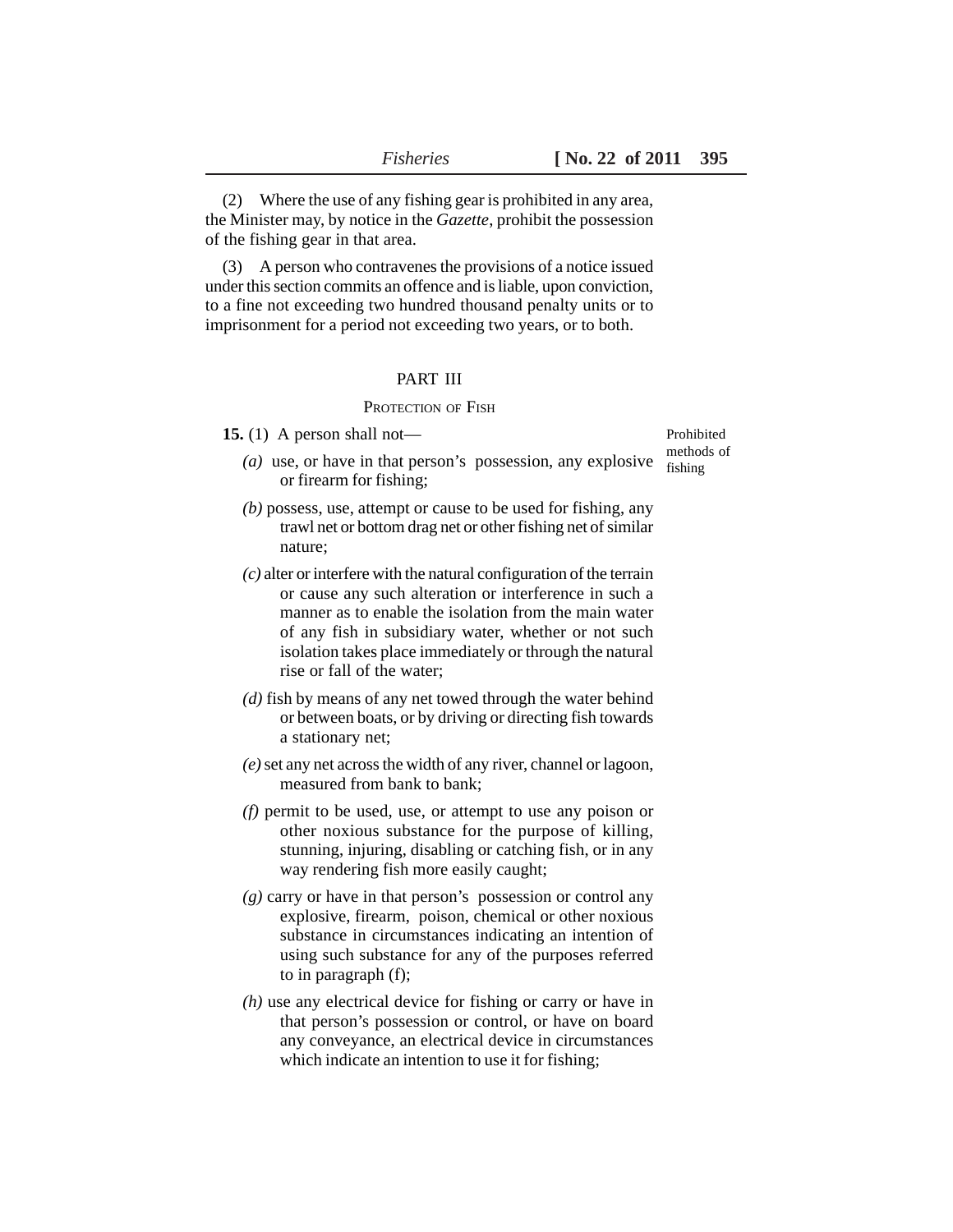(2) Where the use of any fishing gear is prohibited in any area, the Minister may, by notice in the *Gazette*, prohibit the possession of the fishing gear in that area.

(3) A person who contravenes the provisions of a notice issued under this section commits an offence and is liable, upon conviction, to a fine not exceeding two hundred thousand penalty units or to imprisonment for a period not exceeding two years, or to both.

## PART III

### PROTECTION OF FISH

Prohibited methods of fishing

**15.** (1) A person shall not—

*(a)* use, or have in that person's possession, any explosive or firearm for fishing;

*(b)* possess, use, attempt or cause to be used for fishing, any trawl net or bottom drag net or other fishing net of similar nature;

*(c)* alter or interfere with the natural configuration of the terrain or cause any such alteration or interference in such a manner as to enable the isolation from the main water of any fish in subsidiary water, whether or not such isolation takes place immediately or through the natural rise or fall of the water;

*(d)* fish by means of any net towed through the water behind or between boats, or by driving or directing fish towards a stationary net;

*(e)* set any net across the width of any river, channel or lagoon, measured from bank to bank;

*(f)* permit to be used, use, or attempt to use any poison or other noxious substance for the purpose of killing, stunning, injuring, disabling or catching fish, or in any way rendering fish more easily caught;

*(g)* carry or have in that person's possession or control any explosive, firearm, poison, chemical or other noxious substance in circumstances indicating an intention of using such substance for any of the purposes referred to in paragraph (f);

*(h)* use any electrical device for fishing or carry or have in that person's possession or control, or have on board any conveyance, an electrical device in circumstances which indicate an intention to use it for fishing;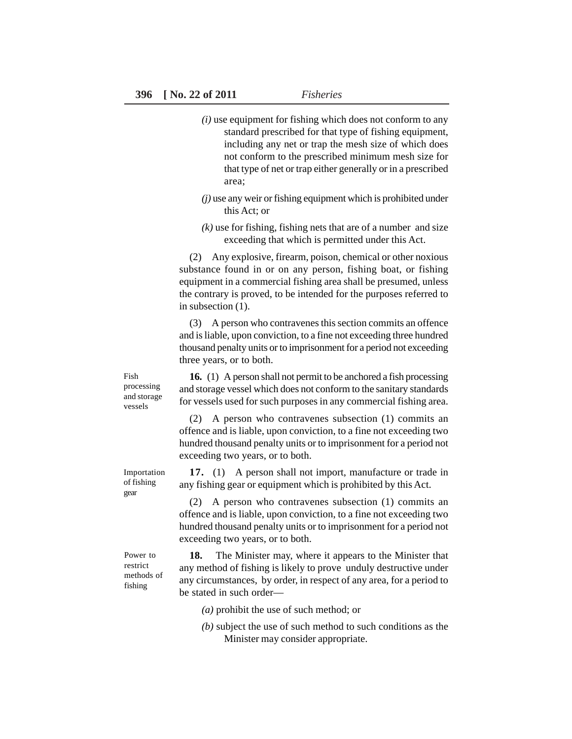*(i)* use equipment for fishing which does not conform to any standard prescribed for that type of fishing equipment, including any net or trap the mesh size of which does not conform to the prescribed minimum mesh size for that type of net or trap either generally or in a prescribed area;

*(j)* use any weir or fishing equipment which is prohibited under this Act; or

*(k)* use for fishing, fishing nets that are of a number and size exceeding that which is permitted under this Act.

(2) Any explosive, firearm, poison, chemical or other noxious substance found in or on any person, fishing boat, or fishing equipment in a commercial fishing area shall be presumed, unless the contrary is proved, to be intended for the purposes referred to in subsection (1).

(3) A person who contravenes this section commits an offence and is liable, upon conviction, to a fine not exceeding three hundred thousand penalty units or to imprisonment for a period not exceeding three years, or to both.

Fish processing and storage vessels

**16.** (1) A person shall not permit to be anchored a fish processing and storage vessel which does not conform to the sanitary standards for vessels used for such purposes in any commercial fishing area.

(2) A person who contravenes subsection (1) commits an offence and is liable, upon conviction, to a fine not exceeding two hundred thousand penalty units or to imprisonment for a period not exceeding two years, or to both.

Importation of fishing gear

**17.** (1) A person shall not import, manufacture or trade in any fishing gear or equipment which is prohibited by this Act.

(2) A person who contravenes subsection (1) commits an offence and is liable, upon conviction, to a fine not exceeding two hundred thousand penalty units or to imprisonment for a period not exceeding two years, or to both.

Power to restrict methods of fishing

**18.** The Minister may, where it appears to the Minister that any method of fishing is likely to prove unduly destructive under any circumstances, by order, in respect of any area, for a period to be stated in such order—

*(a)* prohibit the use of such method; or

*(b)* subject the use of such method to such conditions as the Minister may consider appropriate.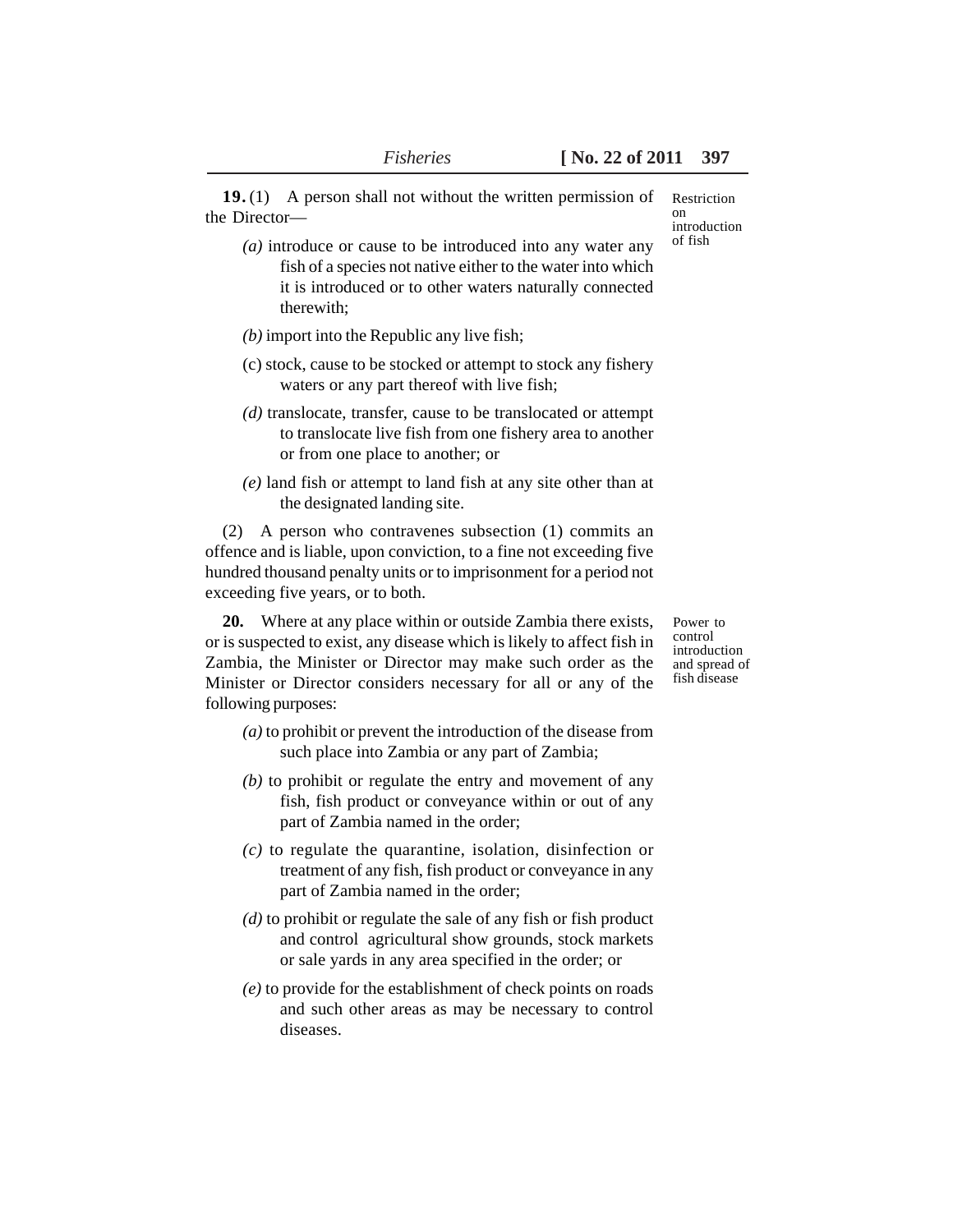**19.** (1) A person shall not without the written permission of the Director—

Restriction on introduction of fish

*(a)* introduce or cause to be introduced into any water any fish of a species not native either to the water into which it is introduced or to other waters naturally connected therewith;

*(b)* import into the Republic any live fish;

(c) stock, cause to be stocked or attempt to stock any fishery waters or any part thereof with live fish;

*(d)* translocate, transfer, cause to be translocated or attempt to translocate live fish from one fishery area to another or from one place to another; or

*(e)* land fish or attempt to land fish at any site other than at the designated landing site.

(2) A person who contravenes subsection (1) commits an offence and is liable, upon conviction, to a fine not exceeding five hundred thousand penalty units or to imprisonment for a period not exceeding five years, or to both.

**20.** Where at any place within or outside Zambia there exists, or is suspected to exist, any disease which is likely to affect fish in Zambia, the Minister or Director may make such order as the Minister or Director considers necessary for all or any of the following purposes:

Power to control introduction and spread of fish disease

*(a)* to prohibit or prevent the introduction of the disease from such place into Zambia or any part of Zambia;

*(b)* to prohibit or regulate the entry and movement of any fish, fish product or conveyance within or out of any part of Zambia named in the order;

*(c)* to regulate the quarantine, isolation, disinfection or treatment of any fish, fish product or conveyance in any part of Zambia named in the order;

*(d)* to prohibit or regulate the sale of any fish or fish product and control agricultural show grounds, stock markets or sale yards in any area specified in the order; or

*(e)* to provide for the establishment of check points on roads and such other areas as may be necessary to control diseases.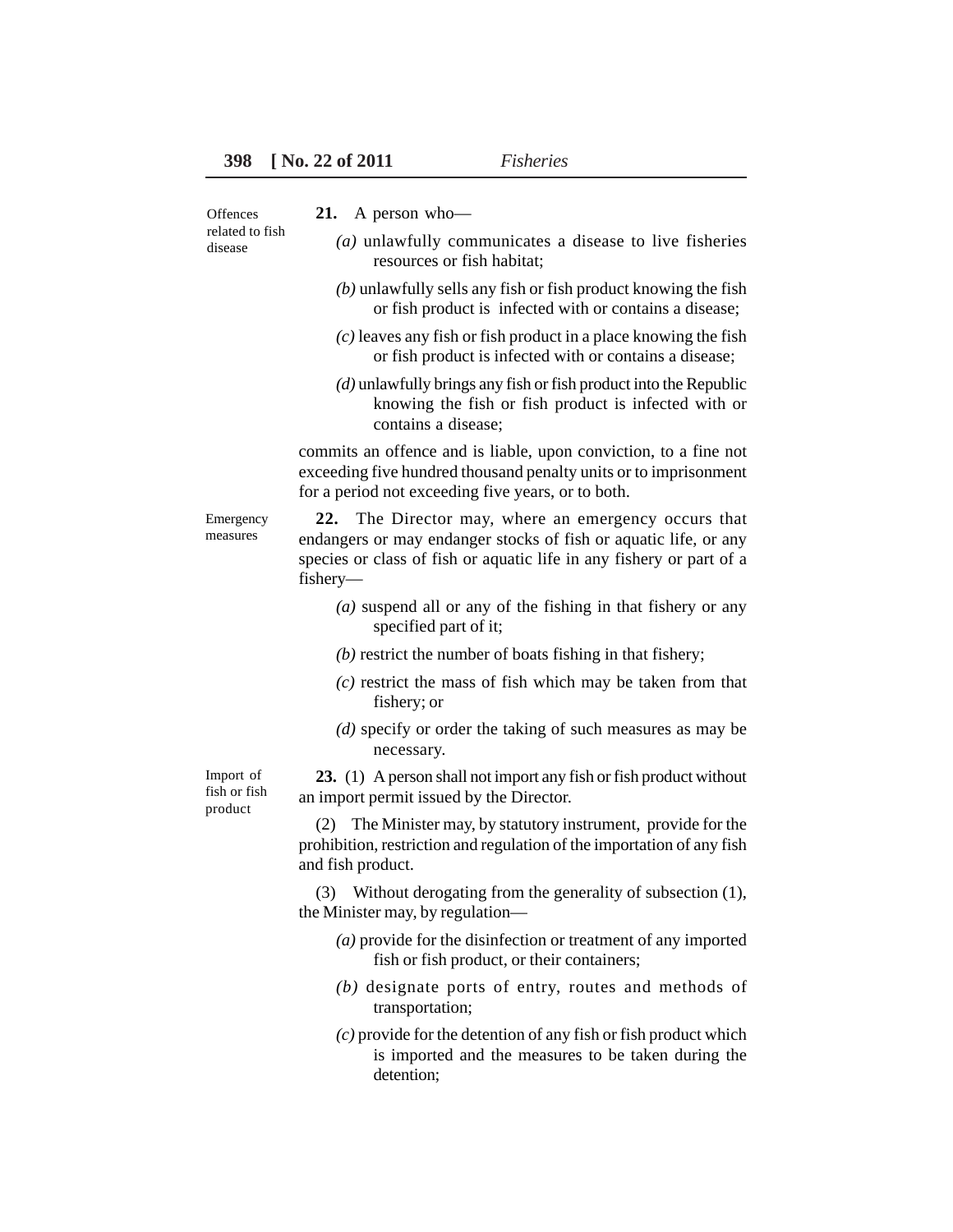*Offences related to fish disease*

**21.** A person who—

*(a)* unlawfully communicates a disease to live fisheries resources or fish habitat;

*(b)* unlawfully sells any fish or fish product knowing the fish or fish product is infected with or contains a disease;

*(c)* leaves any fish or fish product in a place knowing the fish or fish product is infected with or contains a disease;

*(d)* unlawfully brings any fish or fish product into the Republic knowing the fish or fish product is infected with or contains a disease;

commits an offence and is liable, upon conviction, to a fine not exceeding five hundred thousand penalty units or to imprisonment for a period not exceeding five years, or to both.

*Emergency measures*

**22.** The Director may, where an emergency occurs that endangers or may endanger stocks of fish or aquatic life, or any species or class of fish or aquatic life in any fishery or part of a fishery—

*(a)* suspend all or any of the fishing in that fishery or any specified part of it;

*(b)* restrict the number of boats fishing in that fishery;

*(c)* restrict the mass of fish which may be taken from that fishery; or

*(d)* specify or order the taking of such measures as may be necessary.

*Import of fish or fish product*

**23.** (1) A person shall not import any fish or fish product without an import permit issued by the Director.

(2) The Minister may, by statutory instrument, provide for the prohibition, restriction and regulation of the importation of any fish and fish product.

(3) Without derogating from the generality of subsection (1), the Minister may, by regulation—

*(a)* provide for the disinfection or treatment of any imported fish or fish product, or their containers;

*(b)* designate ports of entry, routes and methods of transportation;

*(c)* provide for the detention of any fish or fish product which is imported and the measures to be taken during the detention;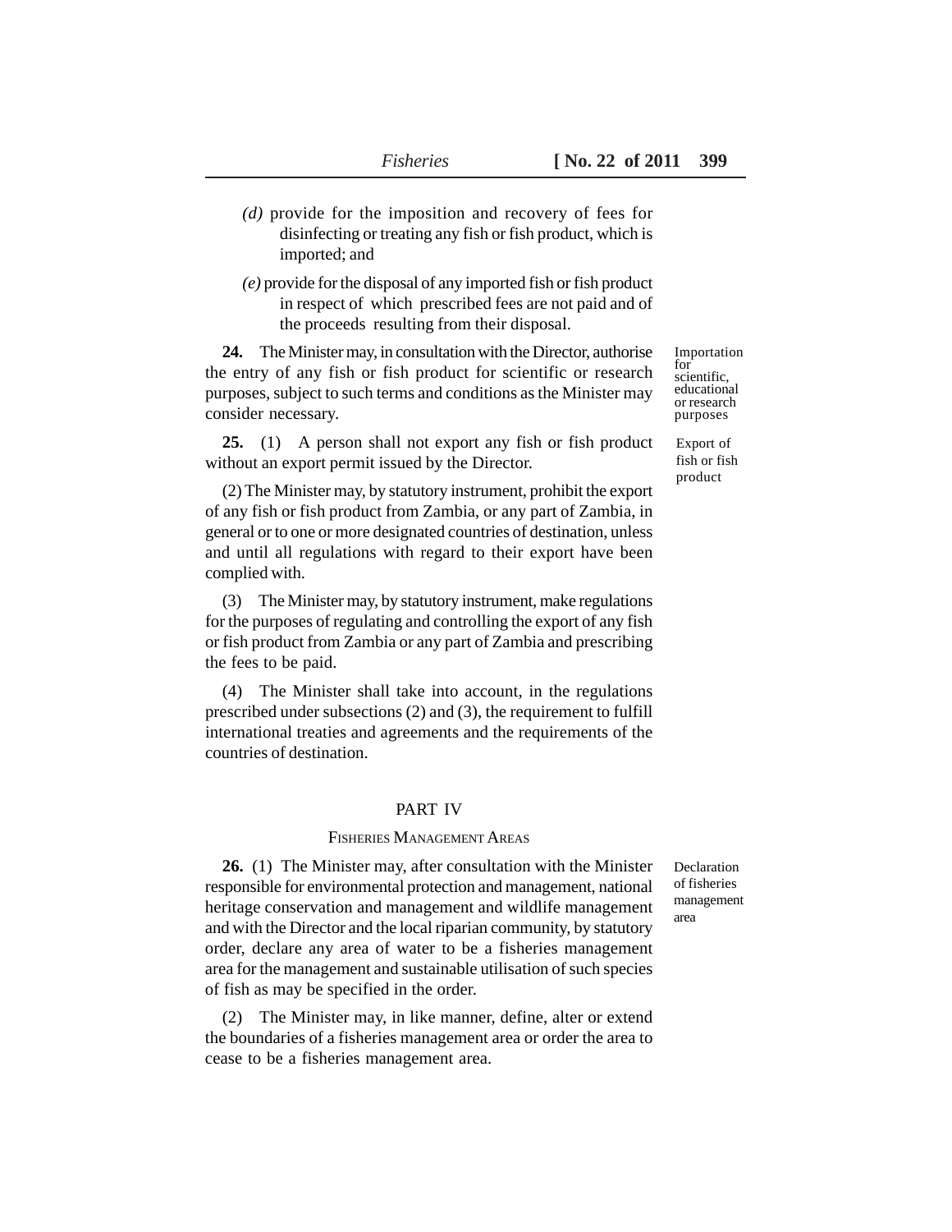*(d)* provide for the imposition and recovery of fees for disinfecting or treating any fish or fish product, which is imported; and

*(e)* provide for the disposal of any imported fish or fish product in respect of which prescribed fees are not paid and of the proceeds resulting from their disposal.

Importation for scientific, educational or research purposes

**24.** The Minister may, in consultation with the Director, authorise the entry of any fish or fish product for scientific or research purposes, subject to such terms and conditions as the Minister may consider necessary.

Export of fish or fish product

**25.** (1) A person shall not export any fish or fish product without an export permit issued by the Director.

(2) The Minister may, by statutory instrument, prohibit the export of any fish or fish product from Zambia, or any part of Zambia, in general or to one or more designated countries of destination, unless and until all regulations with regard to their export have been complied with.

(3) The Minister may, by statutory instrument, make regulations for the purposes of regulating and controlling the export of any fish or fish product from Zambia or any part of Zambia and prescribing the fees to be paid.

(4) The Minister shall take into account, in the regulations prescribed under subsections (2) and (3), the requirement to fulfill international treaties and agreements and the requirements of the countries of destination.

## PART IV

### FISHERIES MANAGEMENT AREAS

Declaration of fisheries management area

**26.** (1) The Minister may, after consultation with the Minister responsible for environmental protection and management, national heritage conservation and management and wildlife management and with the Director and the local riparian community, by statutory order, declare any area of water to be a fisheries management area for the management and sustainable utilisation of such species of fish as may be specified in the order.

(2) The Minister may, in like manner, define, alter or extend the boundaries of a fisheries management area or order the area to cease to be a fisheries management area.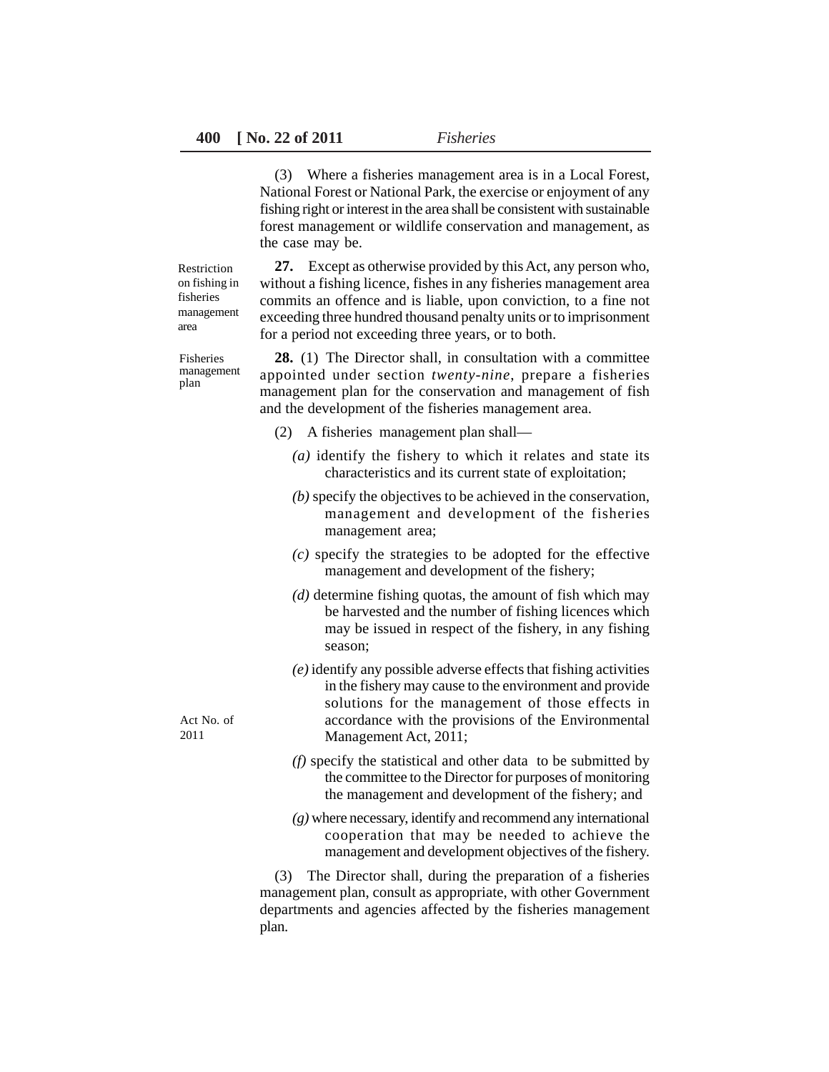(3) Where a fisheries management area is in a Local Forest, National Forest or National Park, the exercise or enjoyment of any fishing right or interest in the area shall be consistent with sustainable forest management or wildlife conservation and management, as the case may be.

Restriction on fishing in fisheries management area

**27.** Except as otherwise provided by this Act, any person who, without a fishing licence, fishes in any fisheries management area commits an offence and is liable, upon conviction, to a fine not exceeding three hundred thousand penalty units or to imprisonment for a period not exceeding three years, or to both.

Fisheries management plan

**28.** (1) The Director shall, in consultation with a committee appointed under section *twenty-nine*, prepare a fisheries management plan for the conservation and management of fish and the development of the fisheries management area.

(2) A fisheries management plan shall—

*(a)* identify the fishery to which it relates and state its characteristics and its current state of exploitation;

*(b)* specify the objectives to be achieved in the conservation, management and development of the fisheries management area;

*(c)* specify the strategies to be adopted for the effective management and development of the fishery;

*(d)* determine fishing quotas, the amount of fish which may be harvested and the number of fishing licences which may be issued in respect of the fishery, in any fishing season;

*(e)* identify any possible adverse effects that fishing activities in the fishery may cause to the environment and provide solutions for the management of those effects in accordance with the provisions of the Environmental Management Act, 2011;

Act No. of 2011

*(f)* specify the statistical and other data to be submitted by the committee to the Director for purposes of monitoring the management and development of the fishery; and

*(g)* where necessary, identify and recommend any international cooperation that may be needed to achieve the management and development objectives of the fishery.

(3) The Director shall, during the preparation of a fisheries management plan, consult as appropriate, with other Government departments and agencies affected by the fisheries management plan.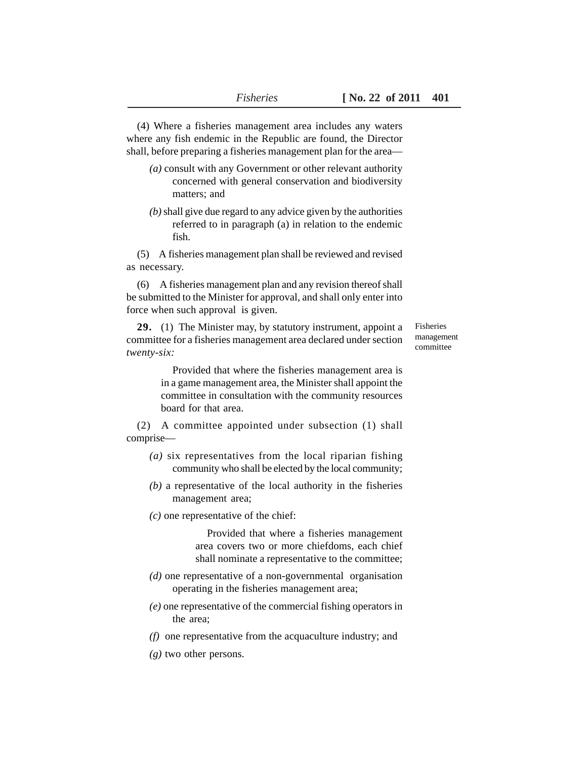(4) Where a fisheries management area includes any waters where any fish endemic in the Republic are found, the Director shall, before preparing a fisheries management plan for the area—

*(a)* consult with any Government or other relevant authority concerned with general conservation and biodiversity matters; and

*(b)* shall give due regard to any advice given by the authorities referred to in paragraph (a) in relation to the endemic fish.

(5) A fisheries management plan shall be reviewed and revised as necessary.

(6) A fisheries management plan and any revision thereof shall be submitted to the Minister for approval, and shall only enter into force when such approval is given.

Fisheries management committee

**29.** (1) The Minister may, by statutory instrument, appoint a committee for a fisheries management area declared under section *twenty-six:*

> Provided that where the fisheries management area is in a game management area, the Minister shall appoint the committee in consultation with the community resources board for that area.

(2) A committee appointed under subsection (1) shall comprise—

*(a)* six representatives from the local riparian fishing community who shall be elected by the local community;

*(b)* a representative of the local authority in the fisheries management area;

*(c)* one representative of the chief:

> Provided that where a fisheries management area covers two or more chiefdoms, each chief shall nominate a representative to the committee;

*(d)* one representative of a non-governmental organisation operating in the fisheries management area;

*(e)* one representative of the commercial fishing operators in the area;

*(f)* one representative from the acquaculture industry; and

*(g)* two other persons.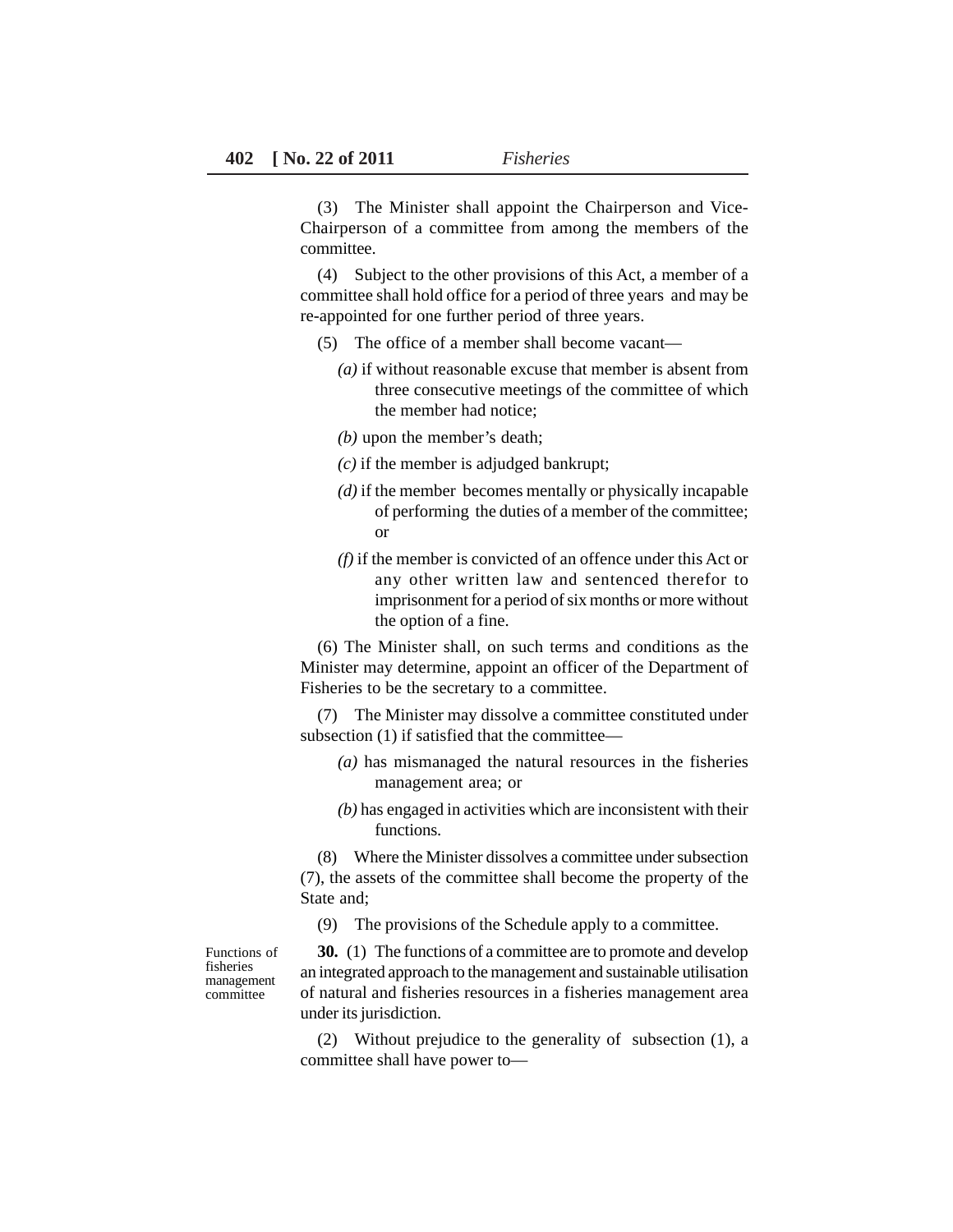(3) The Minister shall appoint the Chairperson and Vice-Chairperson of a committee from among the members of the committee.

(4) Subject to the other provisions of this Act, a member of a committee shall hold office for a period of three years and may be re-appointed for one further period of three years.

(5) The office of a member shall become vacant—

*(a)* if without reasonable excuse that member is absent from three consecutive meetings of the committee of which the member had notice;

*(b)* upon the member's death;

*(c)* if the member is adjudged bankrupt;

*(d)* if the member becomes mentally or physically incapable of performing the duties of a member of the committee; or

*(f)* if the member is convicted of an offence under this Act or any other written law and sentenced therefor to imprisonment for a period of six months or more without the option of a fine.

(6) The Minister shall, on such terms and conditions as the Minister may determine, appoint an officer of the Department of Fisheries to be the secretary to a committee.

(7) The Minister may dissolve a committee constituted under subsection (1) if satisfied that the committee—

*(a)* has mismanaged the natural resources in the fisheries management area; or

*(b)* has engaged in activities which are inconsistent with their functions.

(8) Where the Minister dissolves a committee under subsection (7), the assets of the committee shall become the property of the State and;

(9) The provisions of the Schedule apply to a committee.

Functions of fisheries management committee

**30.** (1) The functions of a committee are to promote and develop an integrated approach to the management and sustainable utilisation of natural and fisheries resources in a fisheries management area under its jurisdiction.

(2) Without prejudice to the generality of subsection (1), a committee shall have power to—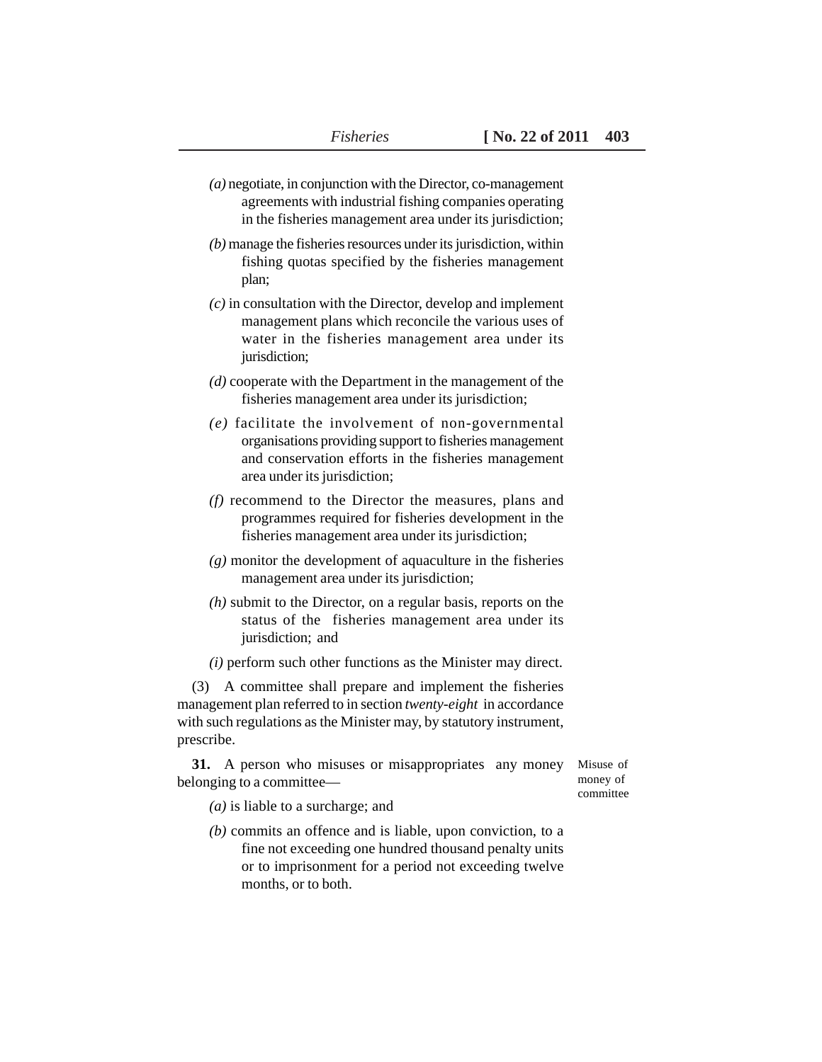*(a)* negotiate, in conjunction with the Director, co-management agreements with industrial fishing companies operating in the fisheries management area under its jurisdiction;

*(b)* manage the fisheries resources under its jurisdiction, within fishing quotas specified by the fisheries management plan;

*(c)* in consultation with the Director, develop and implement management plans which reconcile the various uses of water in the fisheries management area under its jurisdiction;

*(d)* cooperate with the Department in the management of the fisheries management area under its jurisdiction;

*(e)* facilitate the involvement of non-governmental organisations providing support to fisheries management and conservation efforts in the fisheries management area under its jurisdiction;

*(f)* recommend to the Director the measures, plans and programmes required for fisheries development in the fisheries management area under its jurisdiction;

*(g)* monitor the development of aquaculture in the fisheries management area under its jurisdiction;

*(h)* submit to the Director, on a regular basis, reports on the status of the fisheries management area under its jurisdiction; and

*(i)* perform such other functions as the Minister may direct.

(3) A committee shall prepare and implement the fisheries management plan referred to in section *twenty-eight* in accordance with such regulations as the Minister may, by statutory instrument, prescribe.

Misuse of money of committee

**31.** A person who misuses or misappropriates any money belonging to a committee—

*(a)* is liable to a surcharge; and

*(b)* commits an offence and is liable, upon conviction, to a fine not exceeding one hundred thousand penalty units or to imprisonment for a period not exceeding twelve months, or to both.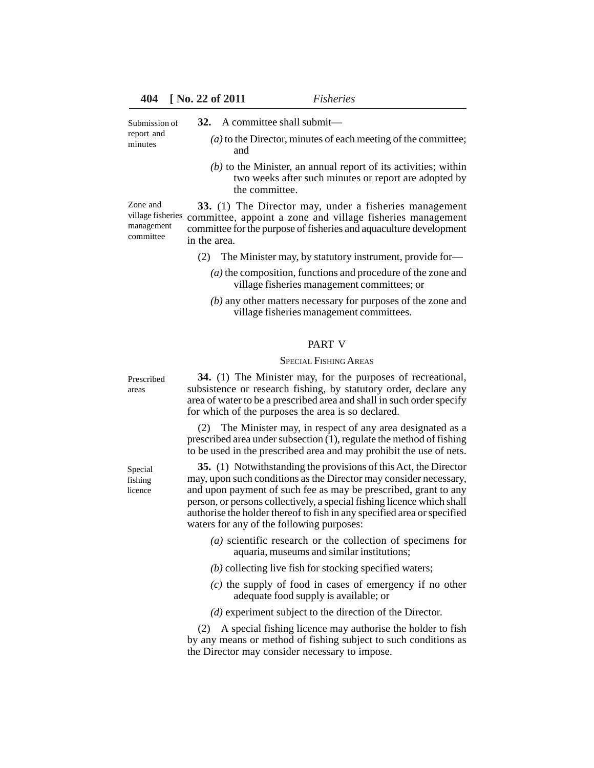**Submission of report and minutes**

**32.** A committee shall submit—

*(a)* to the Director, minutes of each meeting of the committee; and

*(b)* to the Minister, an annual report of its activities; within two weeks after such minutes or report are adopted by the committee.

**Zone and village fisheries management committee**

**33.** (1) The Director may, under a fisheries management committee, appoint a zone and village fisheries management committee for the purpose of fisheries and aquaculture development in the area.

(2) The Minister may, by statutory instrument, provide for—

*(a)* the composition, functions and procedure of the zone and village fisheries management committees; or

*(b)* any other matters necessary for purposes of the zone and village fisheries management committees.

## PART V

### SPECIAL FISHING AREAS

**Prescribed areas**

**34.** (1) The Minister may, for the purposes of recreational, subsistence or research fishing, by statutory order, declare any area of water to be a prescribed area and shall in such order specify for which of the purposes the area is so declared.

(2) The Minister may, in respect of any area designated as a prescribed area under subsection (1), regulate the method of fishing to be used in the prescribed area and may prohibit the use of nets.

**Special fishing licence**

**35.** (1) Notwithstanding the provisions of this Act, the Director may, upon such conditions as the Director may consider necessary, and upon payment of such fee as may be prescribed, grant to any person, or persons collectively, a special fishing licence which shall authorise the holder thereof to fish in any specified area or specified waters for any of the following purposes:

*(a)* scientific research or the collection of specimens for aquaria, museums and similar institutions;

*(b)* collecting live fish for stocking specified waters;

*(c)* the supply of food in cases of emergency if no other adequate food supply is available; or

*(d)* experiment subject to the direction of the Director.

(2) A special fishing licence may authorise the holder to fish by any means or method of fishing subject to such conditions as the Director may consider necessary to impose.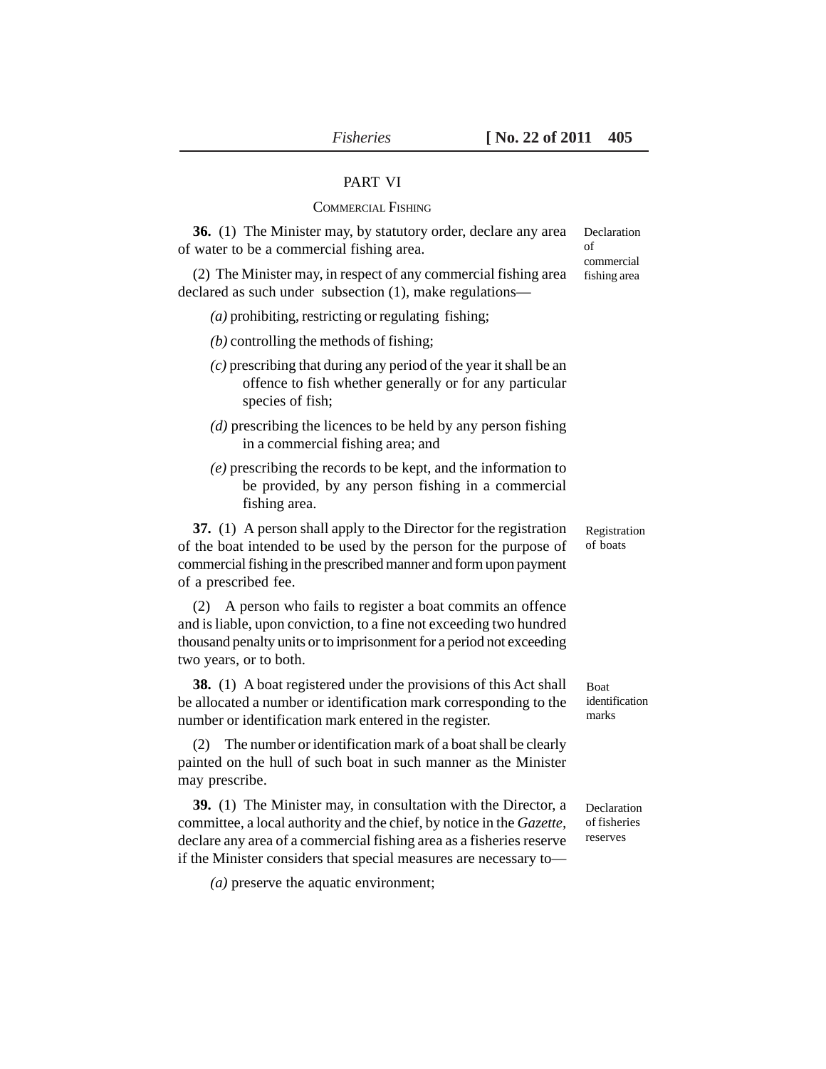## PART VI

### COMMERCIAL FISHING

Declaration of commercial fishing area

**36.** (1) The Minister may, by statutory order, declare any area of water to be a commercial fishing area.

(2) The Minister may, in respect of any commercial fishing area declared as such under subsection (1), make regulations—

*(a)* prohibiting, restricting or regulating fishing;

*(b)* controlling the methods of fishing;

*(c)* prescribing that during any period of the year it shall be an offence to fish whether generally or for any particular species of fish;

*(d)* prescribing the licences to be held by any person fishing in a commercial fishing area; and

*(e)* prescribing the records to be kept, and the information to be provided, by any person fishing in a commercial fishing area.

Registration of boats

**37.** (1) A person shall apply to the Director for the registration of the boat intended to be used by the person for the purpose of commercial fishing in the prescribed manner and form upon payment of a prescribed fee.

(2) A person who fails to register a boat commits an offence and is liable, upon conviction, to a fine not exceeding two hundred thousand penalty units or to imprisonment for a period not exceeding two years, or to both.

Boat identification marks

**38.** (1) A boat registered under the provisions of this Act shall be allocated a number or identification mark corresponding to the number or identification mark entered in the register.

(2) The number or identification mark of a boat shall be clearly painted on the hull of such boat in such manner as the Minister may prescribe.

Declaration of fisheries reserves

**39.** (1) The Minister may, in consultation with the Director, a committee, a local authority and the chief, by notice in the *Gazette*, declare any area of a commercial fishing area as a fisheries reserve if the Minister considers that special measures are necessary to—

*(a)* preserve the aquatic environment;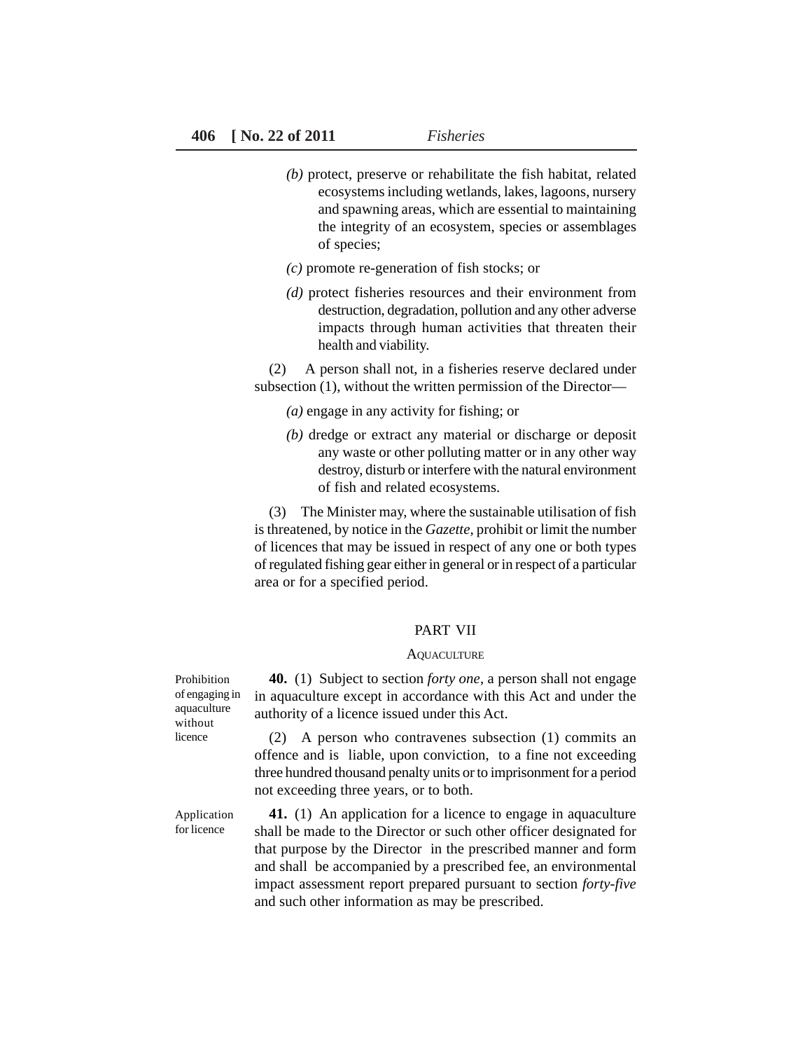(b) protect, preserve or rehabilitate the fish habitat, related ecosystems including wetlands, lakes, lagoons, nursery and spawning areas, which are essential to maintaining the integrity of an ecosystem, species or assemblages of species;

(c) promote re-generation of fish stocks; or

(d) protect fisheries resources and their environment from destruction, degradation, pollution and any other adverse impacts through human activities that threaten their health and viability.

(2) A person shall not, in a fisheries reserve declared under subsection (1), without the written permission of the Director—

(a) engage in any activity for fishing; or

(b) dredge or extract any material or discharge or deposit any waste or other polluting matter or in any other way destroy, disturb or interfere with the natural environment of fish and related ecosystems.

(3) The Minister may, where the sustainable utilisation of fish is threatened, by notice in the *Gazette*, prohibit or limit the number of licences that may be issued in respect of any one or both types of regulated fishing gear either in general or in respect of a particular area or for a specified period.

## PART VII

### AQUACULTURE

*Prohibition of engaging in aquaculture without licence*

**40.** (1) Subject to section *forty one*, a person shall not engage in aquaculture except in accordance with this Act and under the authority of a licence issued under this Act.

(2) A person who contravenes subsection (1) commits an offence and is liable, upon conviction, to a fine not exceeding three hundred thousand penalty units or to imprisonment for a period not exceeding three years, or to both.

*Application for licence*

**41.** (1) An application for a licence to engage in aquaculture shall be made to the Director or such other officer designated for that purpose by the Director in the prescribed manner and form and shall be accompanied by a prescribed fee, an environmental impact assessment report prepared pursuant to section *forty-five* and such other information as may be prescribed.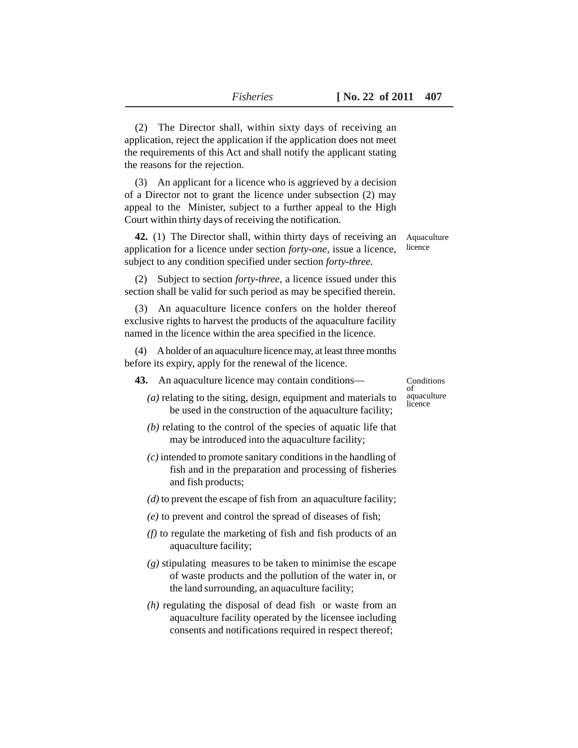(2) The Director shall, within sixty days of receiving an application, reject the application if the application does not meet the requirements of this Act and shall notify the applicant stating the reasons for the rejection.

(3) An applicant for a licence who is aggrieved by a decision of a Director not to grant the licence under subsection (2) may appeal to the Minister, subject to a further appeal to the High Court within thirty days of receiving the notification.

Aquaculture licence

**42.** (1) The Director shall, within thirty days of receiving an application for a licence under section *forty-one*, issue a licence, subject to any condition specified under section *forty-three.*

(2) Subject to section *forty-three,* a licence issued under this section shall be valid for such period as may be specified therein.

(3) An aquaculture licence confers on the holder thereof exclusive rights to harvest the products of the aquaculture facility named in the licence within the area specified in the licence.

(4) A holder of an aquaculture licence may, at least three months before its expiry, apply for the renewal of the licence.

Conditions of aquaculture licence

**43.** An aquaculture licence may contain conditions—

*(a)* relating to the siting, design, equipment and materials to be used in the construction of the aquaculture facility;

*(b)* relating to the control of the species of aquatic life that may be introduced into the aquaculture facility;

*(c)* intended to promote sanitary conditions in the handling of fish and in the preparation and processing of fisheries and fish products;

*(d)* to prevent the escape of fish from an aquaculture facility;

*(e)* to prevent and control the spread of diseases of fish;

*(f)* to regulate the marketing of fish and fish products of an aquaculture facility;

*(g)* stipulating measures to be taken to minimise the escape of waste products and the pollution of the water in, or the land surrounding, an aquaculture facility;

*(h)* regulating the disposal of dead fish or waste from an aquaculture facility operated by the licensee including consents and notifications required in respect thereof;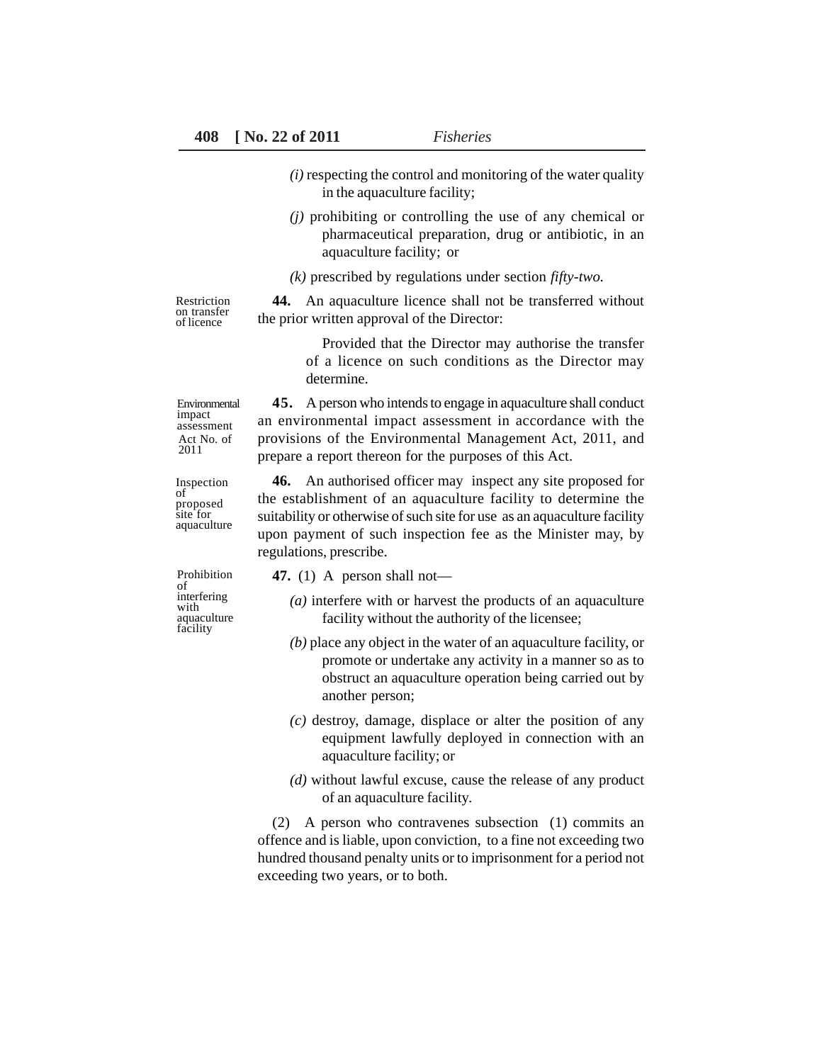*(i)* respecting the control and monitoring of the water quality in the aquaculture facility;

*(j)* prohibiting or controlling the use of any chemical or pharmaceutical preparation, drug or antibiotic, in an aquaculture facility; or

*(k)* prescribed by regulations under section *fifty-two.*

Restriction on transfer of licence

**44.** An aquaculture licence shall not be transferred without the prior written approval of the Director:

Provided that the Director may authorise the transfer of a licence on such conditions as the Director may determine.

Environmental impact assessment Act No. of 2011

**45.** A person who intends to engage in aquaculture shall conduct an environmental impact assessment in accordance with the provisions of the Environmental Management Act, 2011, and prepare a report thereon for the purposes of this Act.

Inspection of proposed site for aquaculture

**46.** An authorised officer may inspect any site proposed for the establishment of an aquaculture facility to determine the suitability or otherwise of such site for use as an aquaculture facility upon payment of such inspection fee as the Minister may, by regulations, prescribe.

Prohibition of interfering with aquaculture facility

**47.** (1) A person shall not—

*(a)* interfere with or harvest the products of an aquaculture facility without the authority of the licensee;

*(b)* place any object in the water of an aquaculture facility, or promote or undertake any activity in a manner so as to obstruct an aquaculture operation being carried out by another person;

*(c)* destroy, damage, displace or alter the position of any equipment lawfully deployed in connection with an aquaculture facility; or

*(d)* without lawful excuse, cause the release of any product of an aquaculture facility.

(2) A person who contravenes subsection (1) commits an offence and is liable, upon conviction, to a fine not exceeding two hundred thousand penalty units or to imprisonment for a period not exceeding two years, or to both.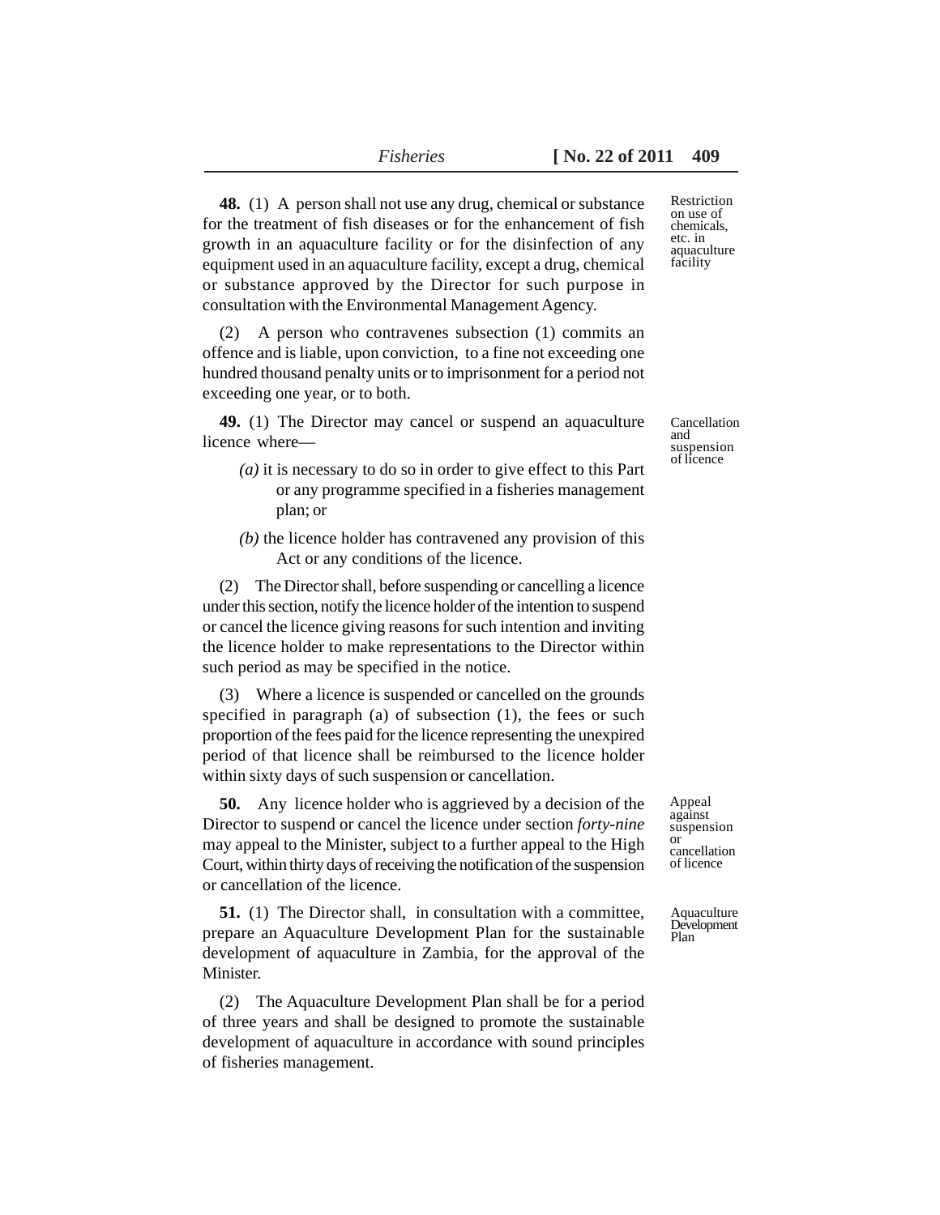**48.** (1) A person shall not use any drug, chemical or substance for the treatment of fish diseases or for the enhancement of fish growth in an aquaculture facility or for the disinfection of any equipment used in an aquaculture facility, except a drug, chemical or substance approved by the Director for such purpose in consultation with the Environmental Management Agency.

Restriction on use of chemicals, etc. in aquaculture facility

(2) A person who contravenes subsection (1) commits an offence and is liable, upon conviction, to a fine not exceeding one hundred thousand penalty units or to imprisonment for a period not exceeding one year, or to both.

**49.** (1) The Director may cancel or suspend an aquaculture licence where—

Cancellation and suspension of licence

*(a)* it is necessary to do so in order to give effect to this Part or any programme specified in a fisheries management plan; or

*(b)* the licence holder has contravened any provision of this Act or any conditions of the licence.

(2) The Director shall, before suspending or cancelling a licence under this section, notify the licence holder of the intention to suspend or cancel the licence giving reasons for such intention and inviting the licence holder to make representations to the Director within such period as may be specified in the notice.

(3) Where a licence is suspended or cancelled on the grounds specified in paragraph (a) of subsection (1), the fees or such proportion of the fees paid for the licence representing the unexpired period of that licence shall be reimbursed to the licence holder within sixty days of such suspension or cancellation.

**50.** Any licence holder who is aggrieved by a decision of the Director to suspend or cancel the licence under section *forty-nine* may appeal to the Minister, subject to a further appeal to the High Court, within thirty days of receiving the notification of the suspension or cancellation of the licence.

Appeal against suspension or cancellation of licence

**51.** (1) The Director shall, in consultation with a committee, prepare an Aquaculture Development Plan for the sustainable development of aquaculture in Zambia, for the approval of the Minister.

Aquaculture Development Plan

(2) The Aquaculture Development Plan shall be for a period of three years and shall be designed to promote the sustainable development of aquaculture in accordance with sound principles of fisheries management.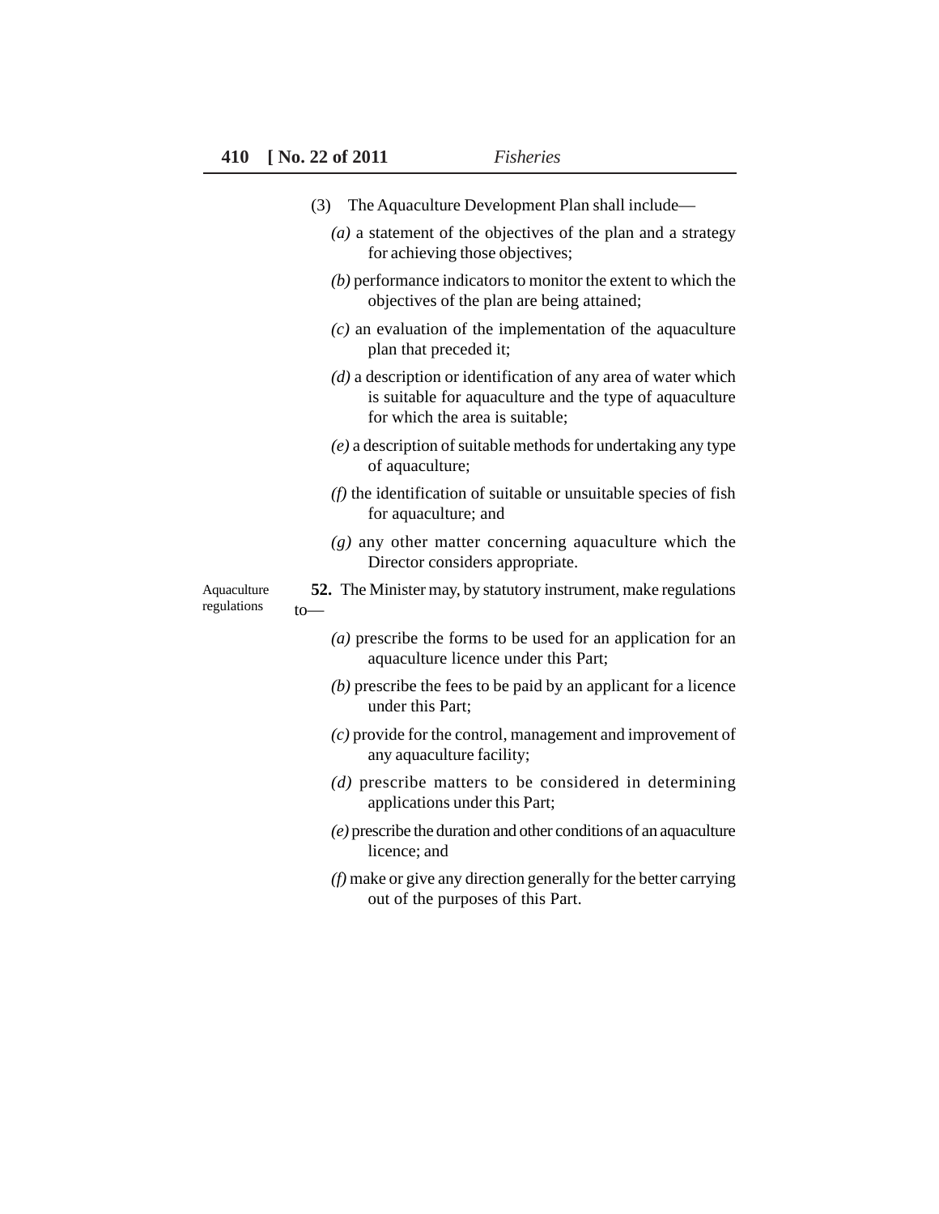(3) The Aquaculture Development Plan shall include—

*(a)* a statement of the objectives of the plan and a strategy for achieving those objectives;

*(b)* performance indicators to monitor the extent to which the objectives of the plan are being attained;

*(c)* an evaluation of the implementation of the aquaculture plan that preceded it;

*(d)* a description or identification of any area of water which is suitable for aquaculture and the type of aquaculture for which the area is suitable;

*(e)* a description of suitable methods for undertaking any type of aquaculture;

*(f)* the identification of suitable or unsuitable species of fish for aquaculture; and

*(g)* any other matter concerning aquaculture which the Director considers appropriate.

Aquaculture regulations

**52.** The Minister may, by statutory instrument, make regulations to—

*(a)* prescribe the forms to be used for an application for an aquaculture licence under this Part;

*(b)* prescribe the fees to be paid by an applicant for a licence under this Part;

*(c)* provide for the control, management and improvement of any aquaculture facility;

*(d)* prescribe matters to be considered in determining applications under this Part;

*(e)* prescribe the duration and other conditions of an aquaculture licence; and

*(f)* make or give any direction generally for the better carrying out of the purposes of this Part.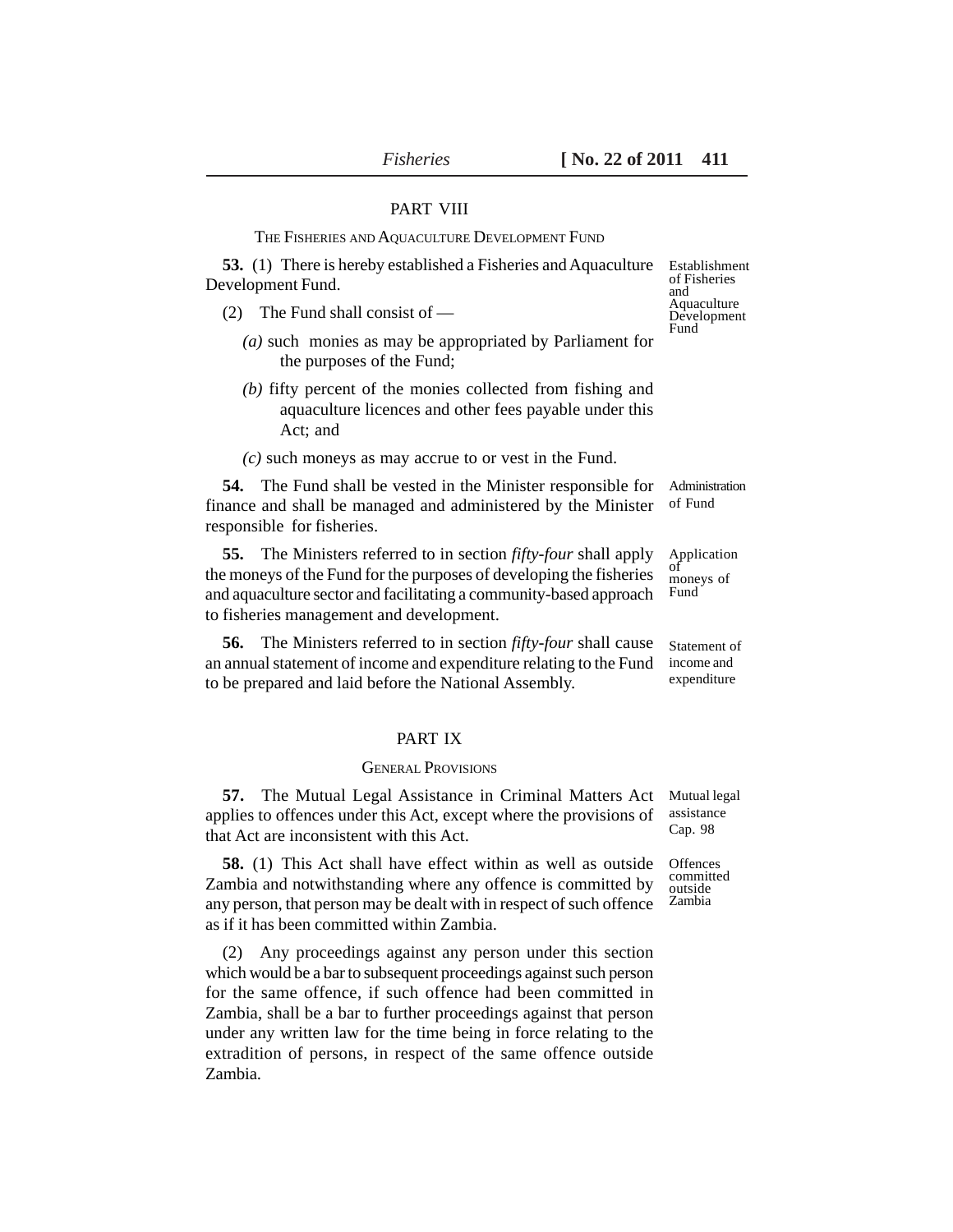## PART VIII

### THE FISHERIES AND AQUACULTURE DEVELOPMENT FUND

Establishment of Fisheries and Aquaculture Development Fund

**53.** (1) There is hereby established a Fisheries and Aquaculture Development Fund.

(2) The Fund shall consist of —

*(a)* such monies as may be appropriated by Parliament for the purposes of the Fund;

*(b)* fifty percent of the monies collected from fishing and aquaculture licences and other fees payable under this Act; and

*(c)* such moneys as may accrue to or vest in the Fund.

Administration of Fund

**54.** The Fund shall be vested in the Minister responsible for finance and shall be managed and administered by the Minister responsible for fisheries.

Application of moneys of Fund

**55.** The Ministers referred to in section *fifty-four* shall apply the moneys of the Fund for the purposes of developing the fisheries and aquaculture sector and facilitating a community-based approach to fisheries management and development.

Statement of income and expenditure

**56.** The Ministers referred to in section *fifty-four* shall cause an annual statement of income and expenditure relating to the Fund to be prepared and laid before the National Assembly.

## PART IX

### GENERAL PROVISIONS

Mutual legal assistance Cap. 98

**57.** The Mutual Legal Assistance in Criminal Matters Act applies to offences under this Act, except where the provisions of that Act are inconsistent with this Act.

Offences committed outside Zambia

**58.** (1) This Act shall have effect within as well as outside Zambia and notwithstanding where any offence is committed by any person, that person may be dealt with in respect of such offence as if it has been committed within Zambia.

(2) Any proceedings against any person under this section which would be a bar to subsequent proceedings against such person for the same offence, if such offence had been committed in Zambia, shall be a bar to further proceedings against that person under any written law for the time being in force relating to the extradition of persons, in respect of the same offence outside Zambia.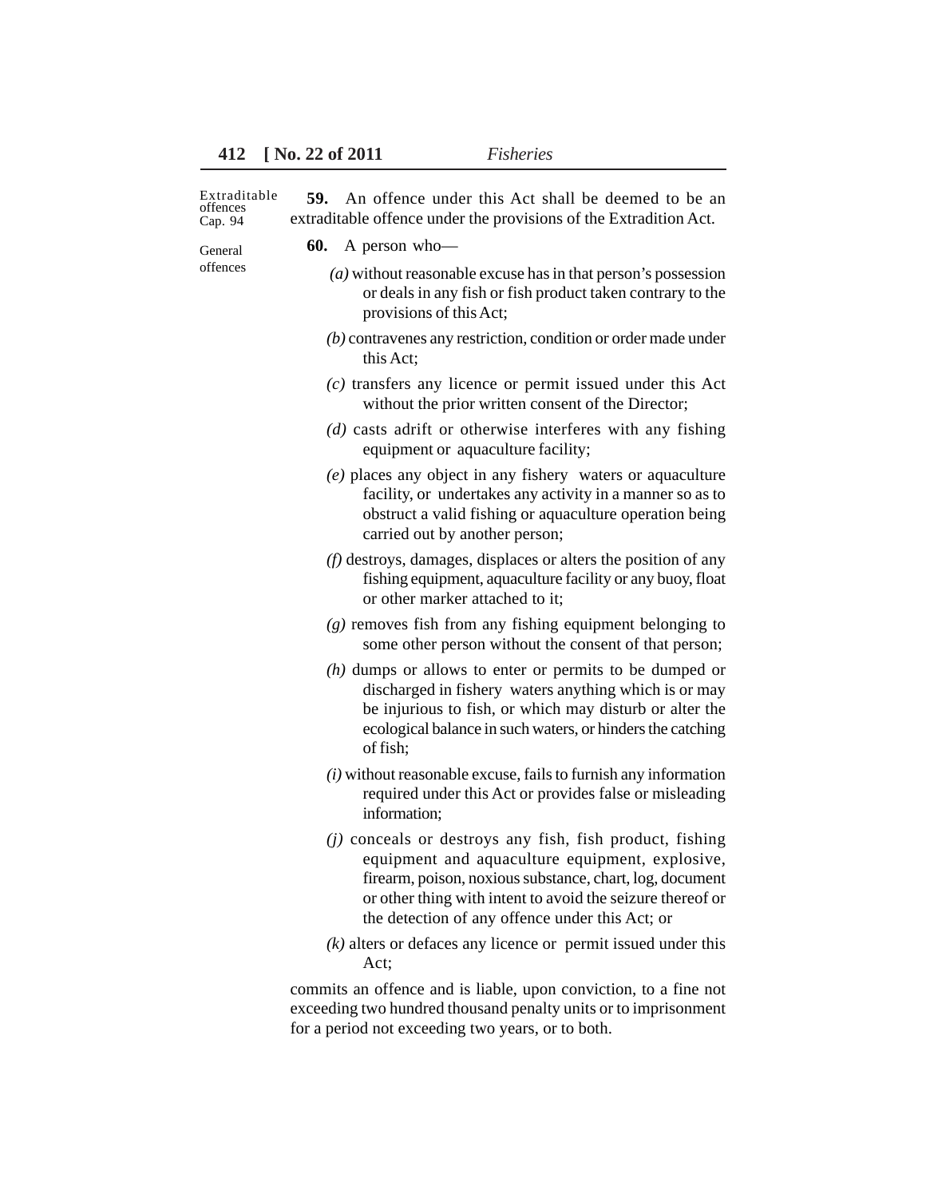*Extraditable offences Cap. 94*

**59.** An offence under this Act shall be deemed to be an extraditable offence under the provisions of the Extradition Act.

*General offences*

**60.** A person who—

*(a)* without reasonable excuse has in that person's possession or deals in any fish or fish product taken contrary to the provisions of this Act;

*(b)* contravenes any restriction, condition or order made under this Act;

*(c)* transfers any licence or permit issued under this Act without the prior written consent of the Director;

*(d)* casts adrift or otherwise interferes with any fishing equipment or aquaculture facility;

*(e)* places any object in any fishery waters or aquaculture facility, or undertakes any activity in a manner so as to obstruct a valid fishing or aquaculture operation being carried out by another person;

*(f)* destroys, damages, displaces or alters the position of any fishing equipment, aquaculture facility or any buoy, float or other marker attached to it;

*(g)* removes fish from any fishing equipment belonging to some other person without the consent of that person;

*(h)* dumps or allows to enter or permits to be dumped or discharged in fishery waters anything which is or may be injurious to fish, or which may disturb or alter the ecological balance in such waters, or hinders the catching of fish;

*(i)* without reasonable excuse, fails to furnish any information required under this Act or provides false or misleading information;

*(j)* conceals or destroys any fish, fish product, fishing equipment and aquaculture equipment, explosive, firearm, poison, noxious substance, chart, log, document or other thing with intent to avoid the seizure thereof or the detection of any offence under this Act; or

*(k)* alters or defaces any licence or permit issued under this Act;

commits an offence and is liable, upon conviction, to a fine not exceeding two hundred thousand penalty units or to imprisonment for a period not exceeding two years, or to both.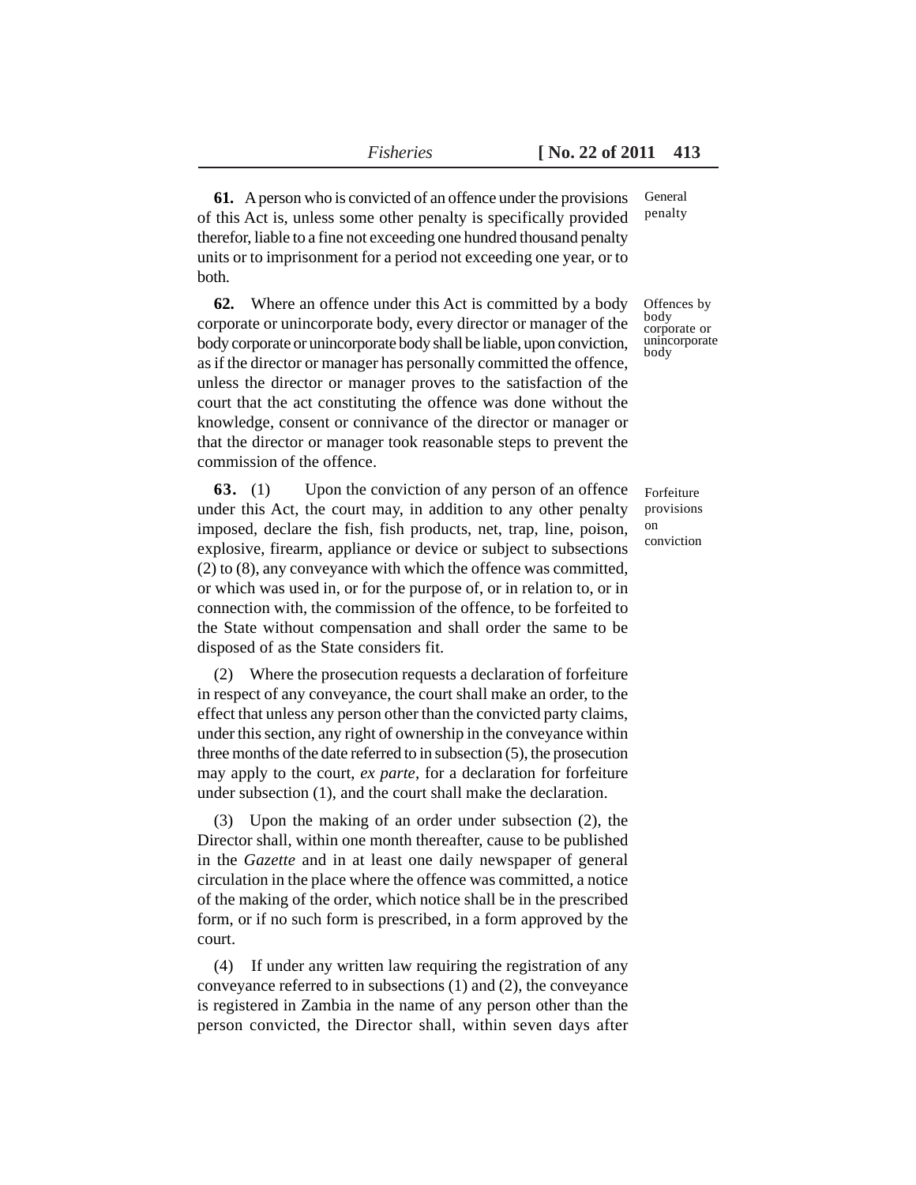**61.** A person who is convicted of an offence under the provisions of this Act is, unless some other penalty is specifically provided therefor, liable to a fine not exceeding one hundred thousand penalty units or to imprisonment for a period not exceeding one year, or to both.

General penalty

**62.** Where an offence under this Act is committed by a body corporate or unincorporate body, every director or manager of the body corporate or unincorporate body shall be liable, upon conviction, as if the director or manager has personally committed the offence, unless the director or manager proves to the satisfaction of the court that the act constituting the offence was done without the knowledge, consent or connivance of the director or manager or that the director or manager took reasonable steps to prevent the commission of the offence.

Offences by body corporate or unincorporate body

**63.** (1) Upon the conviction of any person of an offence under this Act, the court may, in addition to any other penalty imposed, declare the fish, fish products, net, trap, line, poison, explosive, firearm, appliance or device or subject to subsections (2) to (8), any conveyance with which the offence was committed, or which was used in, or for the purpose of, or in relation to, or in connection with, the commission of the offence, to be forfeited to the State without compensation and shall order the same to be disposed of as the State considers fit.

Forfeiture provisions on conviction

(2) Where the prosecution requests a declaration of forfeiture in respect of any conveyance, the court shall make an order, to the effect that unless any person other than the convicted party claims, under this section, any right of ownership in the conveyance within three months of the date referred to in subsection (5), the prosecution may apply to the court, *ex parte*, for a declaration for forfeiture under subsection (1), and the court shall make the declaration.

(3) Upon the making of an order under subsection (2), the Director shall, within one month thereafter, cause to be published in the *Gazette* and in at least one daily newspaper of general circulation in the place where the offence was committed, a notice of the making of the order, which notice shall be in the prescribed form, or if no such form is prescribed, in a form approved by the court.

(4) If under any written law requiring the registration of any conveyance referred to in subsections (1) and (2), the conveyance is registered in Zambia in the name of any person other than the person convicted, the Director shall, within seven days after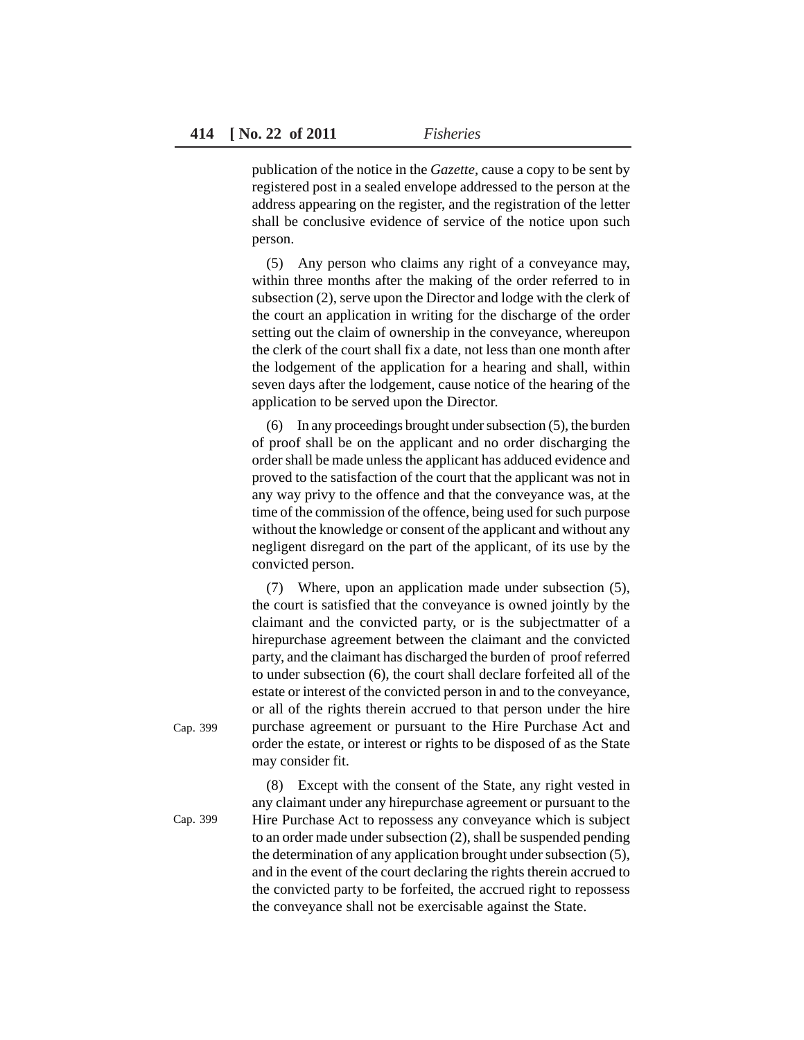publication of the notice in the *Gazette*, cause a copy to be sent by registered post in a sealed envelope addressed to the person at the address appearing on the register, and the registration of the letter shall be conclusive evidence of service of the notice upon such person.

(5) Any person who claims any right of a conveyance may, within three months after the making of the order referred to in subsection (2), serve upon the Director and lodge with the clerk of the court an application in writing for the discharge of the order setting out the claim of ownership in the conveyance, whereupon the clerk of the court shall fix a date, not less than one month after the lodgement of the application for a hearing and shall, within seven days after the lodgement, cause notice of the hearing of the application to be served upon the Director.

(6) In any proceedings brought under subsection (5), the burden of proof shall be on the applicant and no order discharging the order shall be made unless the applicant has adduced evidence and proved to the satisfaction of the court that the applicant was not in any way privy to the offence and that the conveyance was, at the time of the commission of the offence, being used for such purpose without the knowledge or consent of the applicant and without any negligent disregard on the part of the applicant, of its use by the convicted person.

(7) Where, upon an application made under subsection (5), the court is satisfied that the conveyance is owned jointly by the claimant and the convicted party, or is the subjectmatter of a hirepurchase agreement between the claimant and the convicted party, and the claimant has discharged the burden of proof referred to under subsection (6), the court shall declare forfeited all of the estate or interest of the convicted person in and to the conveyance, or all of the rights therein accrued to that person under the hire purchase agreement or pursuant to the Hire Purchase Act and order the estate, or interest or rights to be disposed of as the State may consider fit.

Cap. 399

(8) Except with the consent of the State, any right vested in any claimant under any hirepurchase agreement or pursuant to the Hire Purchase Act to repossess any conveyance which is subject to an order made under subsection (2), shall be suspended pending the determination of any application brought under subsection (5), and in the event of the court declaring the rights therein accrued to the convicted party to be forfeited, the accrued right to repossess the conveyance shall not be exercisable against the State.

Cap. 399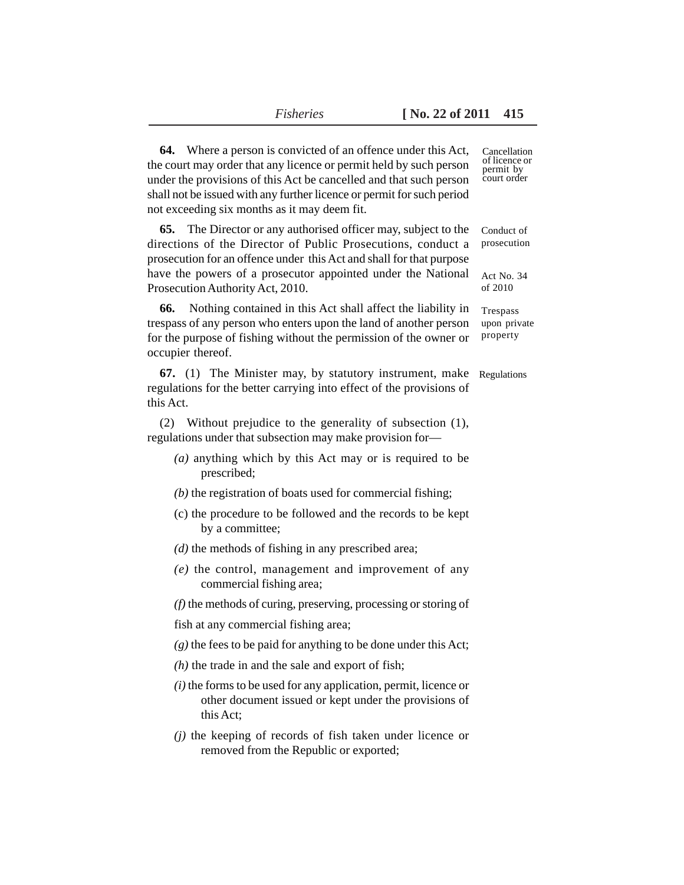**64.** Where a person is convicted of an offence under this Act, the court may order that any licence or permit held by such person under the provisions of this Act be cancelled and that such person shall not be issued with any further licence or permit for such period not exceeding six months as it may deem fit.

Cancellation of licence or permit by court order

**65.** The Director or any authorised officer may, subject to the directions of the Director of Public Prosecutions, conduct a prosecution for an offence under this Act and shall for that purpose have the powers of a prosecutor appointed under the National Prosecution Authority Act, 2010.

Conduct of prosecution

Act No. 34 of 2010

**66.** Nothing contained in this Act shall affect the liability in trespass of any person who enters upon the land of another person for the purpose of fishing without the permission of the owner or occupier thereof.

Trespass upon private property

**67.** (1) The Minister may, by statutory instrument, make regulations for the better carrying into effect of the provisions of this Act.

Regulations

(2) Without prejudice to the generality of subsection (1), regulations under that subsection may make provision for—

*(a)* anything which by this Act may or is required to be prescribed;

*(b)* the registration of boats used for commercial fishing;

(c) the procedure to be followed and the records to be kept by a committee;

*(d)* the methods of fishing in any prescribed area;

*(e)* the control, management and improvement of any commercial fishing area;

*(f)* the methods of curing, preserving, processing or storing of fish at any commercial fishing area;

*(g)* the fees to be paid for anything to be done under this Act;

*(h)* the trade in and the sale and export of fish;

*(i)* the forms to be used for any application, permit, licence or other document issued or kept under the provisions of this Act;

*(j)* the keeping of records of fish taken under licence or removed from the Republic or exported;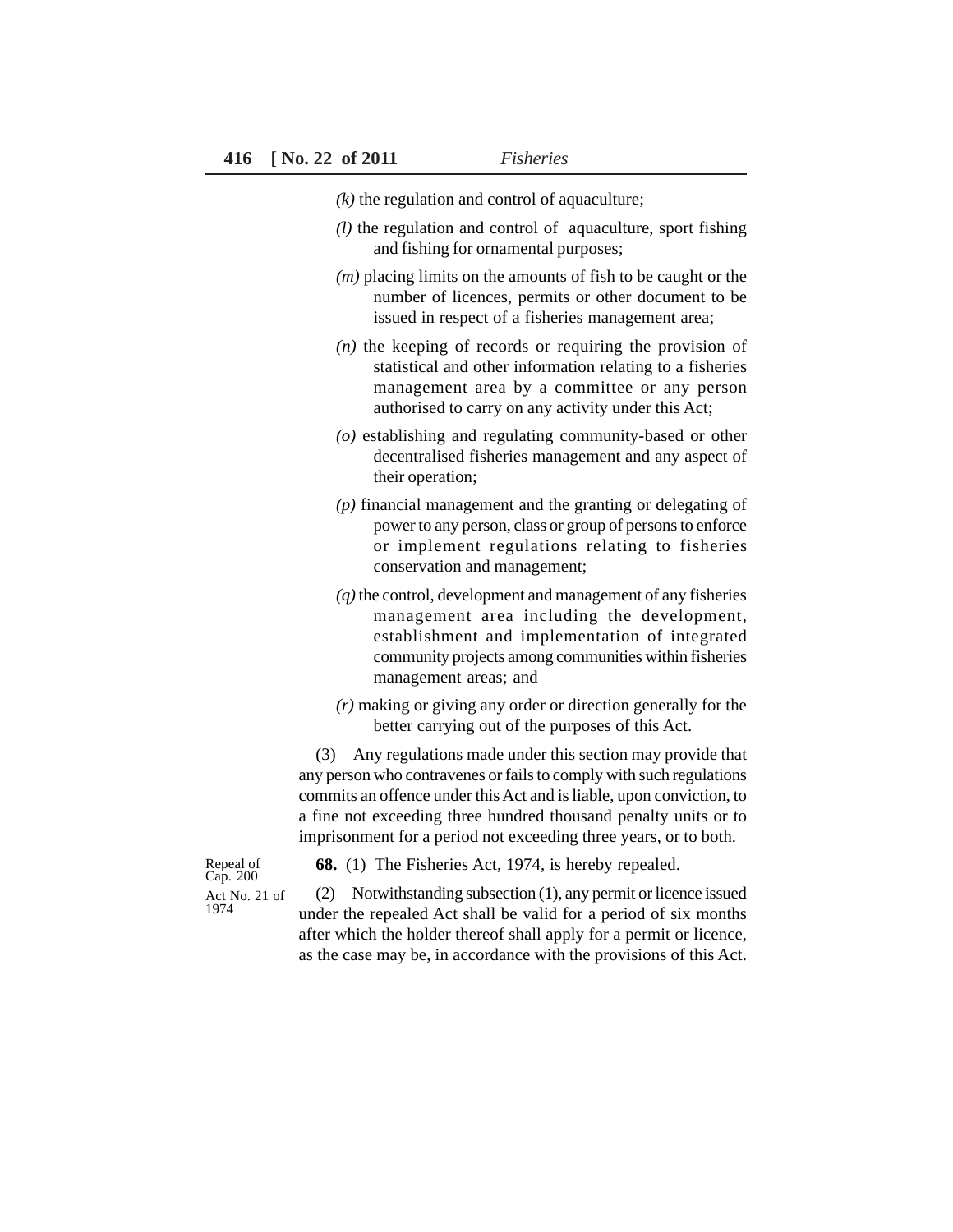*(k)* the regulation and control of aquaculture;

*(l)* the regulation and control of aquaculture, sport fishing and fishing for ornamental purposes;

*(m)* placing limits on the amounts of fish to be caught or the number of licences, permits or other document to be issued in respect of a fisheries management area;

*(n)* the keeping of records or requiring the provision of statistical and other information relating to a fisheries management area by a committee or any person authorised to carry on any activity under this Act;

*(o)* establishing and regulating community-based or other decentralised fisheries management and any aspect of their operation;

*(p)* financial management and the granting or delegating of power to any person, class or group of persons to enforce or implement regulations relating to fisheries conservation and management;

*(q)* the control, development and management of any fisheries management area including the development, establishment and implementation of integrated community projects among communities within fisheries management areas; and

*(r)* making or giving any order or direction generally for the better carrying out of the purposes of this Act.

(3) Any regulations made under this section may provide that any person who contravenes or fails to comply with such regulations commits an offence under this Act and is liable, upon conviction, to a fine not exceeding three hundred thousand penalty units or to imprisonment for a period not exceeding three years, or to both.

Repeal of Cap. 200

Act No. 21 of 1974

**68.** (1) The Fisheries Act, 1974, is hereby repealed.

(2) Notwithstanding subsection (1), any permit or licence issued under the repealed Act shall be valid for a period of six months after which the holder thereof shall apply for a permit or licence, as the case may be, in accordance with the provisions of this Act.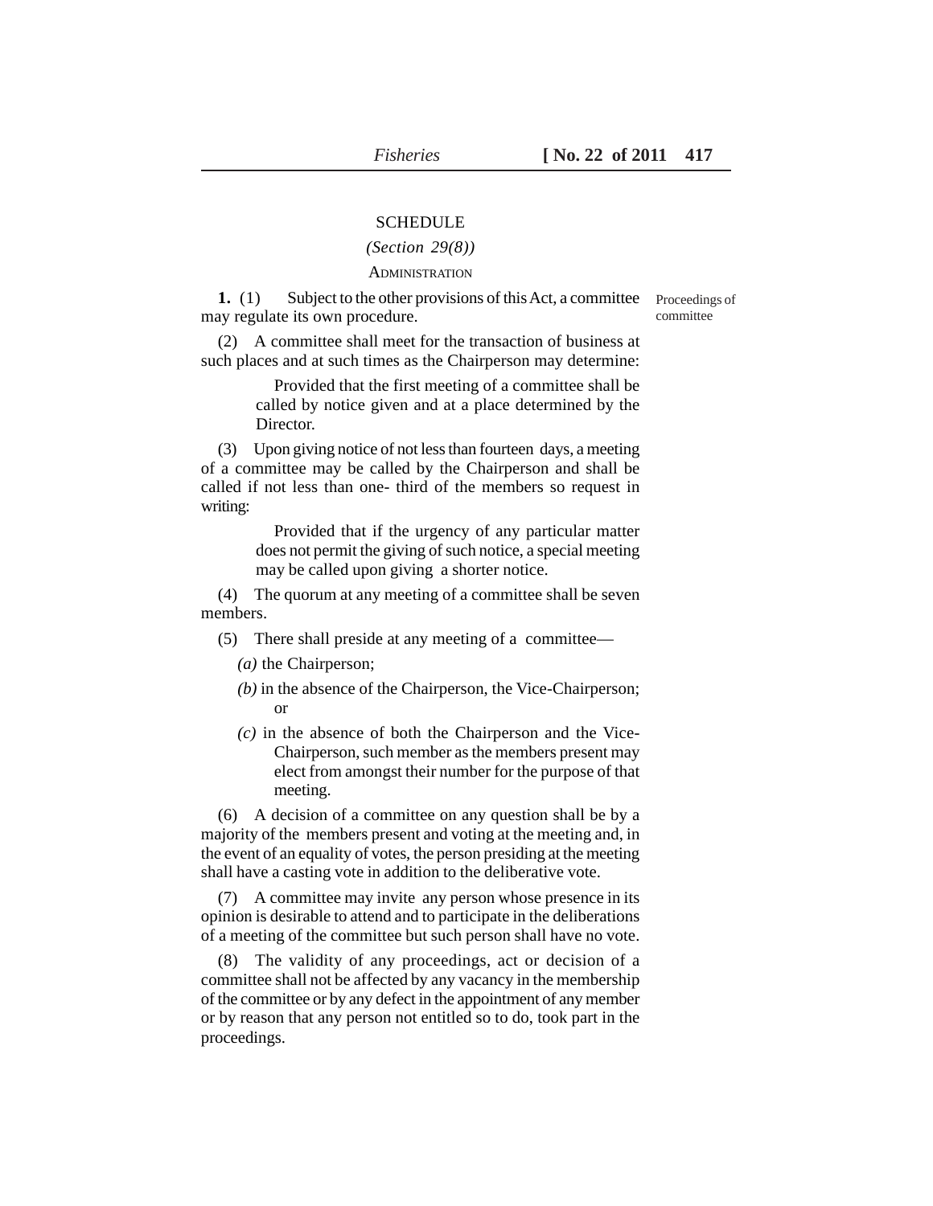# SCHEDULE

*(Section 29(8))*

ADMINISTRATION

**1.** (1) Subject to the other provisions of this Act, a committee may regulate its own procedure.

Proceedings of committee

(2) A committee shall meet for the transaction of business at such places and at such times as the Chairperson may determine:

> Provided that the first meeting of a committee shall be called by notice given and at a place determined by the Director.

(3) Upon giving notice of not less than fourteen days, a meeting of a committee may be called by the Chairperson and shall be called if not less than one- third of the members so request in writing:

> Provided that if the urgency of any particular matter does not permit the giving of such notice, a special meeting may be called upon giving a shorter notice.

(4) The quorum at any meeting of a committee shall be seven members.

(5) There shall preside at any meeting of a committee—

*(a)* the Chairperson;

*(b)* in the absence of the Chairperson, the Vice-Chairperson; or

*(c)* in the absence of both the Chairperson and the Vice-Chairperson, such member as the members present may elect from amongst their number for the purpose of that meeting.

(6) A decision of a committee on any question shall be by a majority of the members present and voting at the meeting and, in the event of an equality of votes, the person presiding at the meeting shall have a casting vote in addition to the deliberative vote.

(7) A committee may invite any person whose presence in its opinion is desirable to attend and to participate in the deliberations of a meeting of the committee but such person shall have no vote.

(8) The validity of any proceedings, act or decision of a committee shall not be affected by any vacancy in the membership of the committee or by any defect in the appointment of any member or by reason that any person not entitled so to do, took part in the proceedings.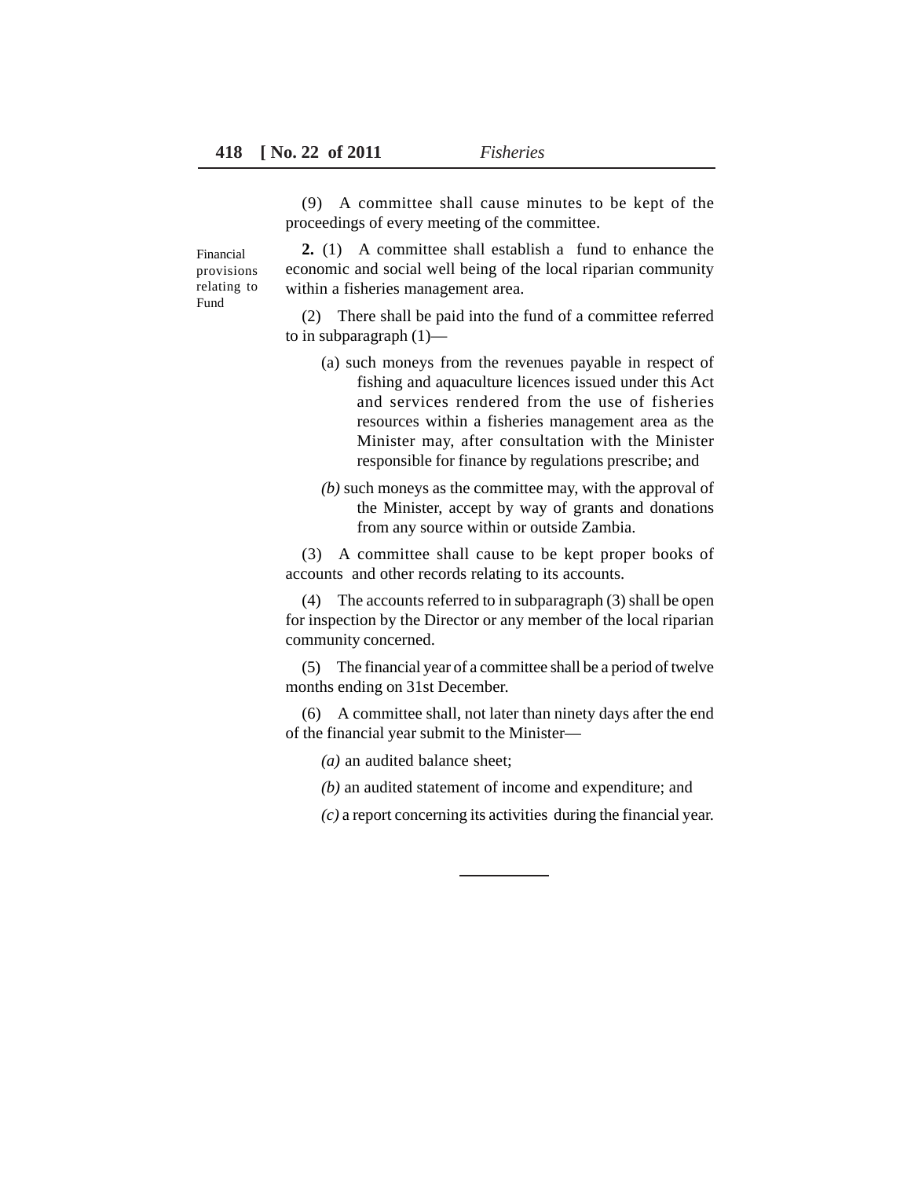(9) A committee shall cause minutes to be kept of the proceedings of every meeting of the committee.

Financial provisions relating to Fund

**2.** (1) A committee shall establish a fund to enhance the economic and social well being of the local riparian community within a fisheries management area.

(2) There shall be paid into the fund of a committee referred to in subparagraph (1)—

(a) such moneys from the revenues payable in respect of fishing and aquaculture licences issued under this Act and services rendered from the use of fisheries resources within a fisheries management area as the Minister may, after consultation with the Minister responsible for finance by regulations prescribe; and

*(b)* such moneys as the committee may, with the approval of the Minister, accept by way of grants and donations from any source within or outside Zambia.

(3) A committee shall cause to be kept proper books of accounts and other records relating to its accounts.

(4) The accounts referred to in subparagraph (3) shall be open for inspection by the Director or any member of the local riparian community concerned.

(5) The financial year of a committee shall be a period of twelve months ending on 31st December.

(6) A committee shall, not later than ninety days after the end of the financial year submit to the Minister—

*(a)* an audited balance sheet;

*(b)* an audited statement of income and expenditure; and

*(c)* a report concerning its activities during the financial year.